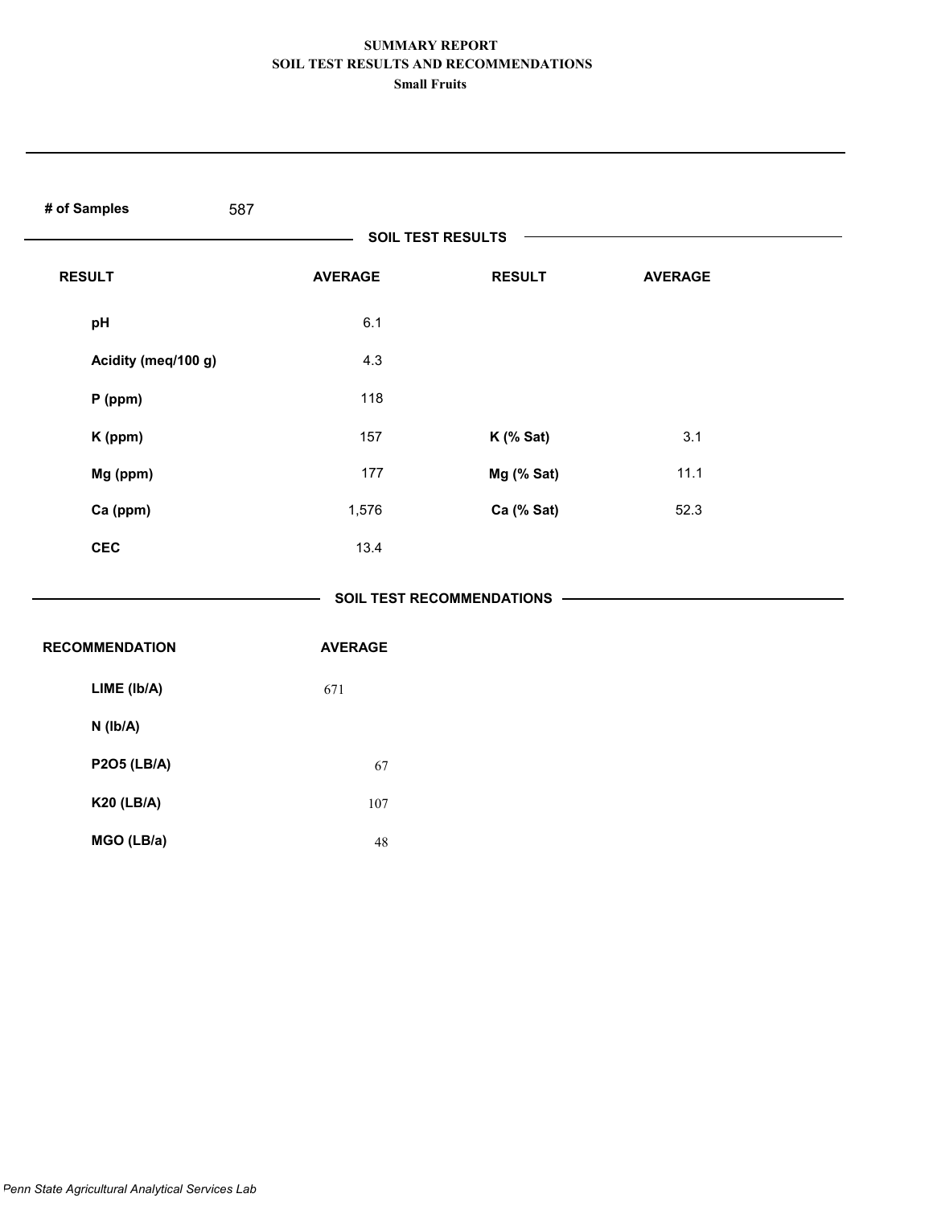# SUMMARY REPORT
## SOIL TEST RESULTS AND RECOMMENDATIONS
### Small Fruits

**# of Samples** 587

## SOIL TEST RESULTS

| RESULT | AVERAGE | RESULT | AVERAGE |
|---|---|---|---|
| pH | 6.1 | | |
| Acidity (meq/100 g) | 4.3 | | |
| P (ppm) | 118 | | |
| K (ppm) | 157 | K (% Sat) | 3.1 |
| Mg (ppm) | 177 | Mg (% Sat) | 11.1 |
| Ca (ppm) | 1,576 | Ca (% Sat) | 52.3 |
| CEC | 13.4 | | |

## SOIL TEST RECOMMENDATIONS

| RECOMMENDATION | AVERAGE |
|---|---|
| LIME (lb/A) | 671 |
| N (lb/A) | |
| P2O5 (LB/A) | 67 |
| K20 (LB/A) | 107 |
| MGO (LB/a) | 48 |

*Penn State Agricultural Analytical Services Lab*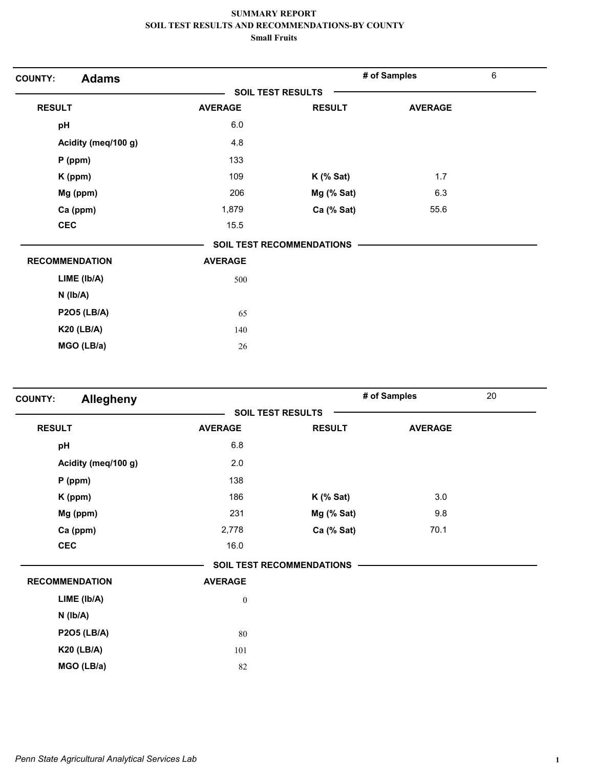**SUMMARY REPORT**
**SOIL TEST RESULTS AND RECOMMENDATIONS-BY COUNTY**
**Small Fruits**

## COUNTY: Adams

**# of Samples:** 6

### SOIL TEST RESULTS

| RESULT | AVERAGE | RESULT | AVERAGE |
|---|---|---|---|
| pH | 6.0 | | |
| Acidity (meq/100 g) | 4.8 | | |
| P (ppm) | 133 | | |
| K (ppm) | 109 | K (% Sat) | 1.7 |
| Mg (ppm) | 206 | Mg (% Sat) | 6.3 |
| Ca (ppm) | 1,879 | Ca (% Sat) | 55.6 |
| CEC | 15.5 | | |

### SOIL TEST RECOMMENDATIONS

| RECOMMENDATION | AVERAGE |
|---|---|
| LIME (lb/A) | 500 |
| N (lb/A) | |
| P2O5 (LB/A) | 65 |
| K20 (LB/A) | 140 |
| MGO (LB/a) | 26 |

## COUNTY: Allegheny

**# of Samples:** 20

### SOIL TEST RESULTS

| RESULT | AVERAGE | RESULT | AVERAGE |
|---|---|---|---|
| pH | 6.8 | | |
| Acidity (meq/100 g) | 2.0 | | |
| P (ppm) | 138 | | |
| K (ppm) | 186 | K (% Sat) | 3.0 |
| Mg (ppm) | 231 | Mg (% Sat) | 9.8 |
| Ca (ppm) | 2,778 | Ca (% Sat) | 70.1 |
| CEC | 16.0 | | |

### SOIL TEST RECOMMENDATIONS

| RECOMMENDATION | AVERAGE |
|---|---|
| LIME (lb/A) | 0 |
| N (lb/A) | |
| P2O5 (LB/A) | 80 |
| K20 (LB/A) | 101 |
| MGO (LB/a) | 82 |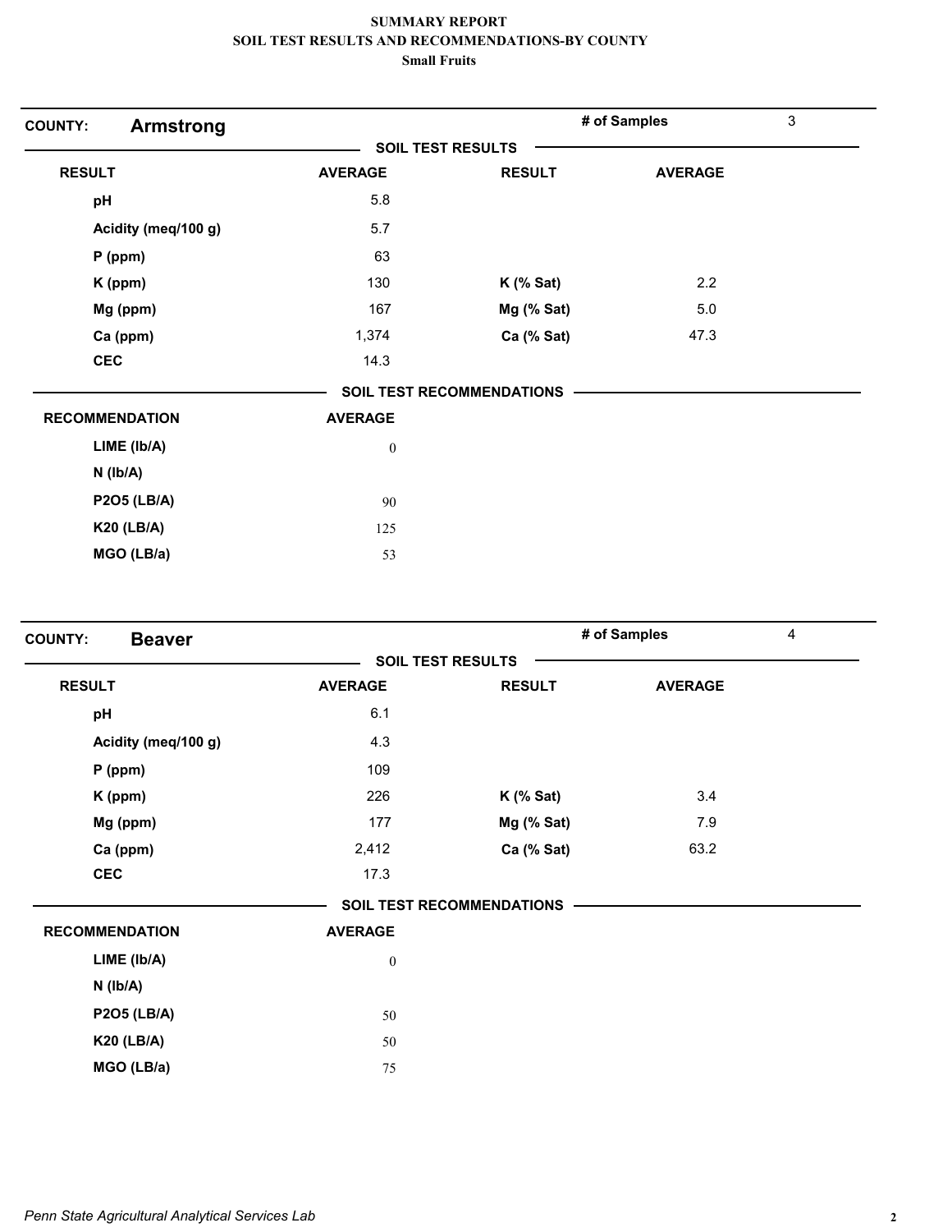# SUMMARY REPORT
## SOIL TEST RESULTS AND RECOMMENDATIONS-BY COUNTY
### Small Fruits

**COUNTY:** **Armstrong** — **# of Samples** 3

**SOIL TEST RESULTS**

| RESULT | AVERAGE | RESULT | AVERAGE |
|---|---|---|---|
| pH | 5.8 | | |
| Acidity (meq/100 g) | 5.7 | | |
| P (ppm) | 63 | | |
| K (ppm) | 130 | K (% Sat) | 2.2 |
| Mg (ppm) | 167 | Mg (% Sat) | 5.0 |
| Ca (ppm) | 1,374 | Ca (% Sat) | 47.3 |
| CEC | 14.3 | | |

**SOIL TEST RECOMMENDATIONS**

| RECOMMENDATION | AVERAGE |
|---|---|
| LIME (lb/A) | 0 |
| N (lb/A) | |
| P2O5 (LB/A) | 90 |
| K20 (LB/A) | 125 |
| MGO (LB/a) | 53 |

**COUNTY:** **Beaver** — **# of Samples** 4

**SOIL TEST RESULTS**

| RESULT | AVERAGE | RESULT | AVERAGE |
|---|---|---|---|
| pH | 6.1 | | |
| Acidity (meq/100 g) | 4.3 | | |
| P (ppm) | 109 | | |
| K (ppm) | 226 | K (% Sat) | 3.4 |
| Mg (ppm) | 177 | Mg (% Sat) | 7.9 |
| Ca (ppm) | 2,412 | Ca (% Sat) | 63.2 |
| CEC | 17.3 | | |

**SOIL TEST RECOMMENDATIONS**

| RECOMMENDATION | AVERAGE |
|---|---|
| LIME (lb/A) | 0 |
| N (lb/A) | |
| P2O5 (LB/A) | 50 |
| K20 (LB/A) | 50 |
| MGO (LB/a) | 75 |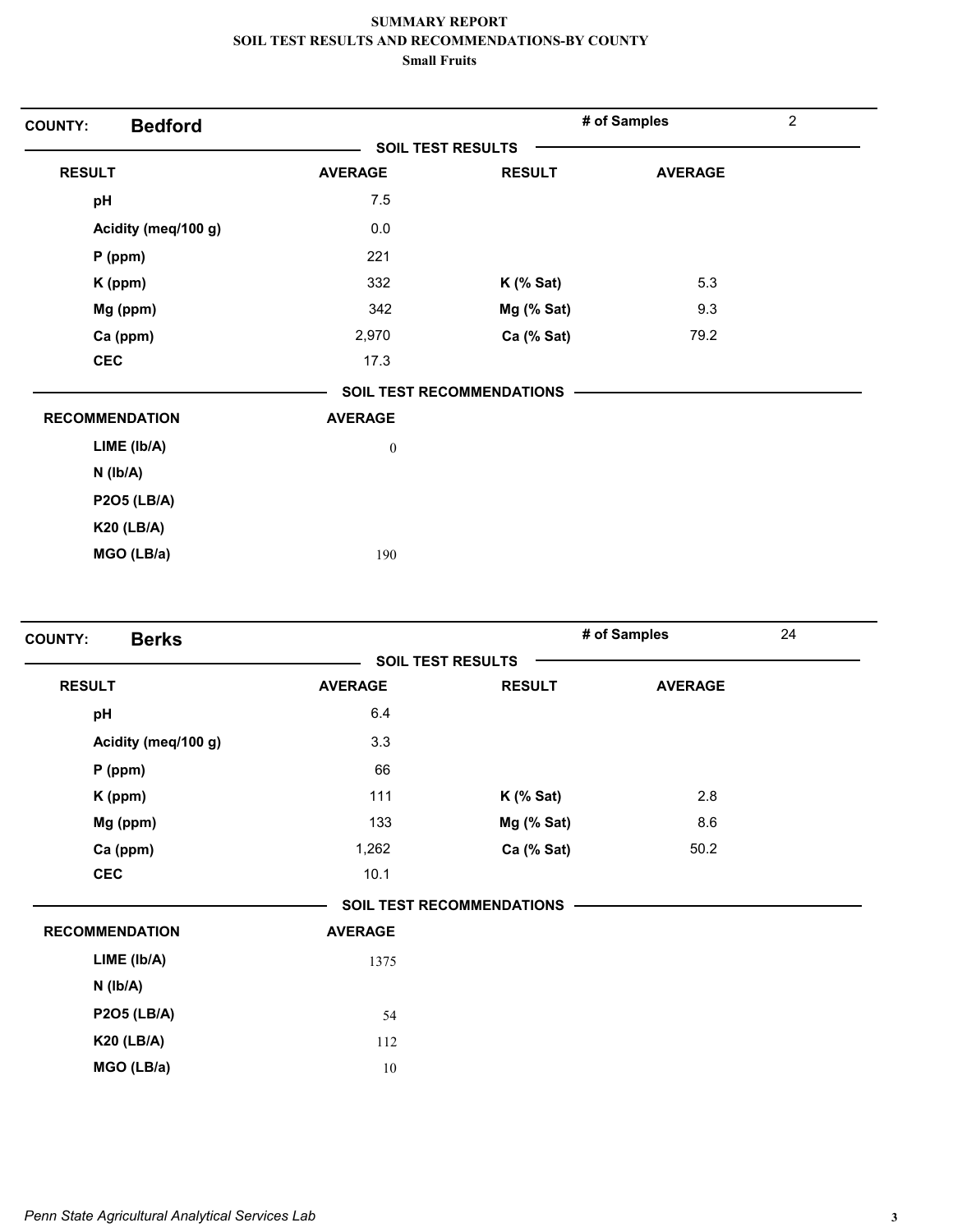# SUMMARY REPORT
## SOIL TEST RESULTS AND RECOMMENDATIONS-BY COUNTY
### Small Fruits

**COUNTY:** **Bedford** | **# of Samples** 2

**SOIL TEST RESULTS**

| RESULT | AVERAGE | RESULT | AVERAGE |
|---|---|---|---|
| pH | 7.5 | | |
| Acidity (meq/100 g) | 0.0 | | |
| P (ppm) | 221 | | |
| K (ppm) | 332 | K (% Sat) | 5.3 |
| Mg (ppm) | 342 | Mg (% Sat) | 9.3 |
| Ca (ppm) | 2,970 | Ca (% Sat) | 79.2 |
| CEC | 17.3 | | |

**SOIL TEST RECOMMENDATIONS**

| RECOMMENDATION | AVERAGE |
|---|---|
| LIME (lb/A) | 0 |
| N (lb/A) | |
| P2O5 (LB/A) | |
| K20 (LB/A) | |
| MGO (LB/a) | 190 |

**COUNTY:** **Berks** | **# of Samples** 24

**SOIL TEST RESULTS**

| RESULT | AVERAGE | RESULT | AVERAGE |
|---|---|---|---|
| pH | 6.4 | | |
| Acidity (meq/100 g) | 3.3 | | |
| P (ppm) | 66 | | |
| K (ppm) | 111 | K (% Sat) | 2.8 |
| Mg (ppm) | 133 | Mg (% Sat) | 8.6 |
| Ca (ppm) | 1,262 | Ca (% Sat) | 50.2 |
| CEC | 10.1 | | |

**SOIL TEST RECOMMENDATIONS**

| RECOMMENDATION | AVERAGE |
|---|---|
| LIME (lb/A) | 1375 |
| N (lb/A) | |
| P2O5 (LB/A) | 54 |
| K20 (LB/A) | 112 |
| MGO (LB/a) | 10 |

*Penn State Agricultural Analytical Services Lab*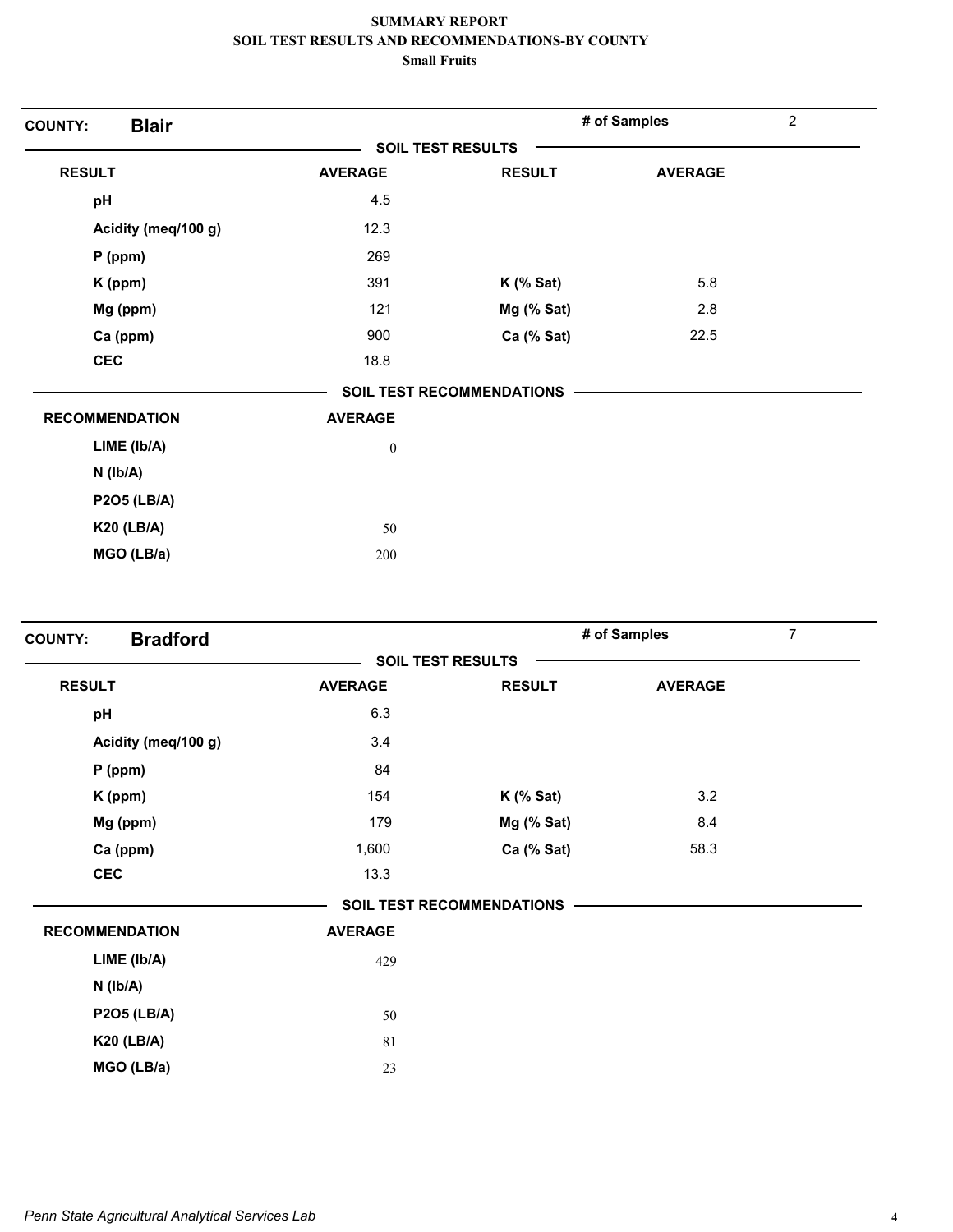# SUMMARY REPORT
## SOIL TEST RESULTS AND RECOMMENDATIONS-BY COUNTY
### Small Fruits

**COUNTY:** **Blair** — **# of Samples** 2

**SOIL TEST RESULTS**

| RESULT | AVERAGE | RESULT | AVERAGE |
|---|---|---|---|
| pH | 4.5 | | |
| Acidity (meq/100 g) | 12.3 | | |
| P (ppm) | 269 | | |
| K (ppm) | 391 | K (% Sat) | 5.8 |
| Mg (ppm) | 121 | Mg (% Sat) | 2.8 |
| Ca (ppm) | 900 | Ca (% Sat) | 22.5 |
| CEC | 18.8 | | |

**SOIL TEST RECOMMENDATIONS**

| RECOMMENDATION | AVERAGE |
|---|---|
| LIME (lb/A) | 0 |
| N (lb/A) | |
| P2O5 (LB/A) | |
| K20 (LB/A) | 50 |
| MGO (LB/a) | 200 |

**COUNTY:** **Bradford** — **# of Samples** 7

**SOIL TEST RESULTS**

| RESULT | AVERAGE | RESULT | AVERAGE |
|---|---|---|---|
| pH | 6.3 | | |
| Acidity (meq/100 g) | 3.4 | | |
| P (ppm) | 84 | | |
| K (ppm) | 154 | K (% Sat) | 3.2 |
| Mg (ppm) | 179 | Mg (% Sat) | 8.4 |
| Ca (ppm) | 1,600 | Ca (% Sat) | 58.3 |
| CEC | 13.3 | | |

**SOIL TEST RECOMMENDATIONS**

| RECOMMENDATION | AVERAGE |
|---|---|
| LIME (lb/A) | 429 |
| N (lb/A) | |
| P2O5 (LB/A) | 50 |
| K20 (LB/A) | 81 |
| MGO (LB/a) | 23 |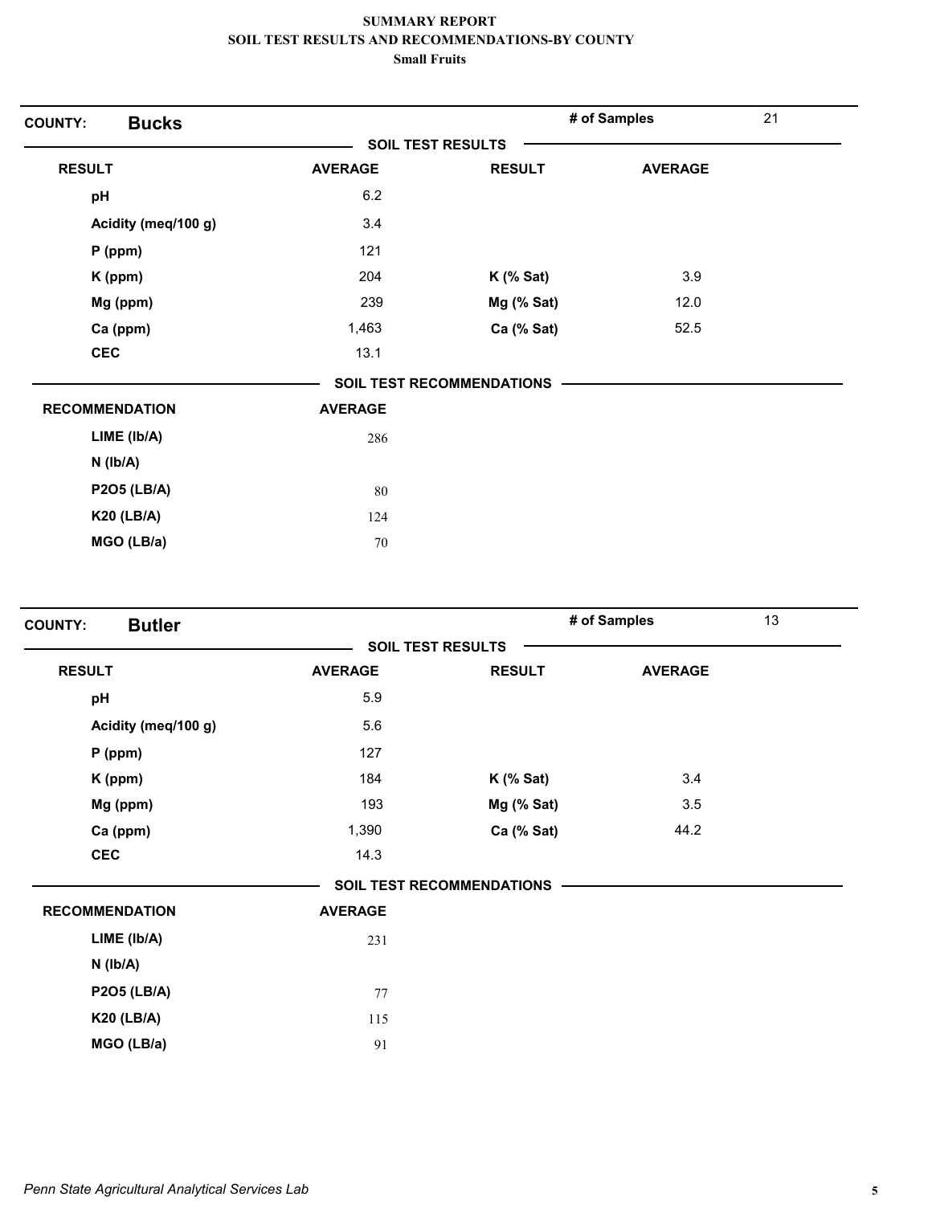# SUMMARY REPORT
## SOIL TEST RESULTS AND RECOMMENDATIONS-BY COUNTY
### Small Fruits

**COUNTY: Bucks** | **# of Samples** 21

**SOIL TEST RESULTS**

| RESULT | AVERAGE | RESULT | AVERAGE |
|---|---|---|---|
| pH | 6.2 | | |
| Acidity (meq/100 g) | 3.4 | | |
| P (ppm) | 121 | | |
| K (ppm) | 204 | K (% Sat) | 3.9 |
| Mg (ppm) | 239 | Mg (% Sat) | 12.0 |
| Ca (ppm) | 1,463 | Ca (% Sat) | 52.5 |
| CEC | 13.1 | | |

**SOIL TEST RECOMMENDATIONS**

| RECOMMENDATION | AVERAGE |
|---|---|
| LIME (lb/A) | 286 |
| N (lb/A) | |
| P2O5 (LB/A) | 80 |
| K20 (LB/A) | 124 |
| MGO (LB/a) | 70 |

**COUNTY: Butler** | **# of Samples** 13

**SOIL TEST RESULTS**

| RESULT | AVERAGE | RESULT | AVERAGE |
|---|---|---|---|
| pH | 5.9 | | |
| Acidity (meq/100 g) | 5.6 | | |
| P (ppm) | 127 | | |
| K (ppm) | 184 | K (% Sat) | 3.4 |
| Mg (ppm) | 193 | Mg (% Sat) | 3.5 |
| Ca (ppm) | 1,390 | Ca (% Sat) | 44.2 |
| CEC | 14.3 | | |

**SOIL TEST RECOMMENDATIONS**

| RECOMMENDATION | AVERAGE |
|---|---|
| LIME (lb/A) | 231 |
| N (lb/A) | |
| P2O5 (LB/A) | 77 |
| K20 (LB/A) | 115 |
| MGO (LB/a) | 91 |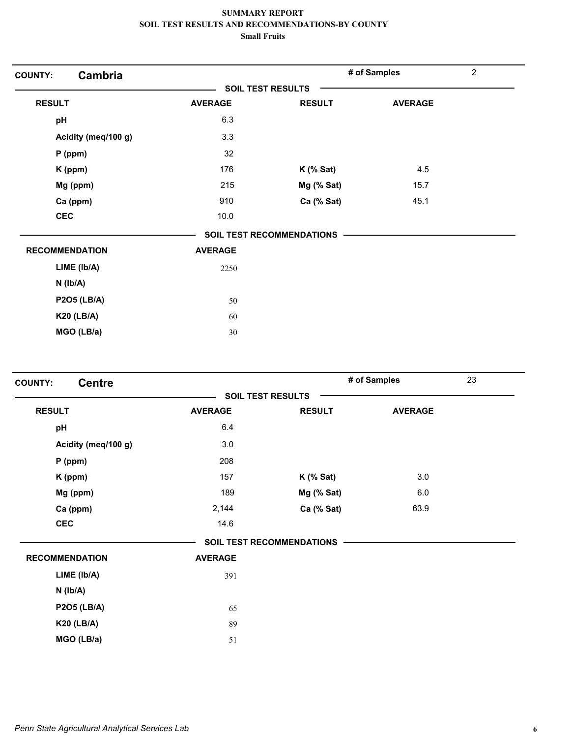# SUMMARY REPORT
## SOIL TEST RESULTS AND RECOMMENDATIONS-BY COUNTY
### Small Fruits

**COUNTY:** **Cambria** | **# of Samples** 2

**SOIL TEST RESULTS**

| RESULT | AVERAGE | RESULT | AVERAGE |
|---|---|---|---|
| pH | 6.3 | | |
| Acidity (meq/100 g) | 3.3 | | |
| P (ppm) | 32 | | |
| K (ppm) | 176 | K (% Sat) | 4.5 |
| Mg (ppm) | 215 | Mg (% Sat) | 15.7 |
| Ca (ppm) | 910 | Ca (% Sat) | 45.1 |
| CEC | 10.0 | | |

**SOIL TEST RECOMMENDATIONS**

| RECOMMENDATION | AVERAGE |
|---|---|
| LIME (lb/A) | 2250 |
| N (lb/A) | |
| P2O5 (LB/A) | 50 |
| K20 (LB/A) | 60 |
| MGO (LB/a) | 30 |

**COUNTY:** **Centre** | **# of Samples** 23

**SOIL TEST RESULTS**

| RESULT | AVERAGE | RESULT | AVERAGE |
|---|---|---|---|
| pH | 6.4 | | |
| Acidity (meq/100 g) | 3.0 | | |
| P (ppm) | 208 | | |
| K (ppm) | 157 | K (% Sat) | 3.0 |
| Mg (ppm) | 189 | Mg (% Sat) | 6.0 |
| Ca (ppm) | 2,144 | Ca (% Sat) | 63.9 |
| CEC | 14.6 | | |

**SOIL TEST RECOMMENDATIONS**

| RECOMMENDATION | AVERAGE |
|---|---|
| LIME (lb/A) | 391 |
| N (lb/A) | |
| P2O5 (LB/A) | 65 |
| K20 (LB/A) | 89 |
| MGO (LB/a) | 51 |

*Penn State Agricultural Analytical Services Lab*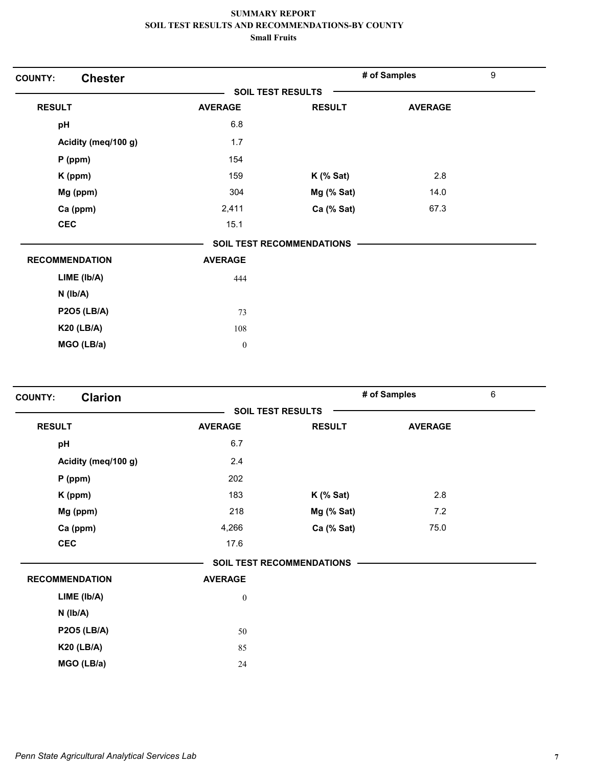**SUMMARY REPORT**
**SOIL TEST RESULTS AND RECOMMENDATIONS-BY COUNTY**
**Small Fruits**

## COUNTY: Chester

**# of Samples:** 9

### SOIL TEST RESULTS

| RESULT | AVERAGE | RESULT | AVERAGE |
|---|---|---|---|
| pH | 6.8 | | |
| Acidity (meq/100 g) | 1.7 | | |
| P (ppm) | 154 | | |
| K (ppm) | 159 | K (% Sat) | 2.8 |
| Mg (ppm) | 304 | Mg (% Sat) | 14.0 |
| Ca (ppm) | 2,411 | Ca (% Sat) | 67.3 |
| CEC | 15.1 | | |

### SOIL TEST RECOMMENDATIONS

| RECOMMENDATION | AVERAGE |
|---|---|
| LIME (lb/A) | 444 |
| N (lb/A) | |
| P2O5 (LB/A) | 73 |
| K20 (LB/A) | 108 |
| MGO (LB/a) | 0 |

## COUNTY: Clarion

**# of Samples:** 6

### SOIL TEST RESULTS

| RESULT | AVERAGE | RESULT | AVERAGE |
|---|---|---|---|
| pH | 6.7 | | |
| Acidity (meq/100 g) | 2.4 | | |
| P (ppm) | 202 | | |
| K (ppm) | 183 | K (% Sat) | 2.8 |
| Mg (ppm) | 218 | Mg (% Sat) | 7.2 |
| Ca (ppm) | 4,266 | Ca (% Sat) | 75.0 |
| CEC | 17.6 | | |

### SOIL TEST RECOMMENDATIONS

| RECOMMENDATION | AVERAGE |
|---|---|
| LIME (lb/A) | 0 |
| N (lb/A) | |
| P2O5 (LB/A) | 50 |
| K20 (LB/A) | 85 |
| MGO (LB/a) | 24 |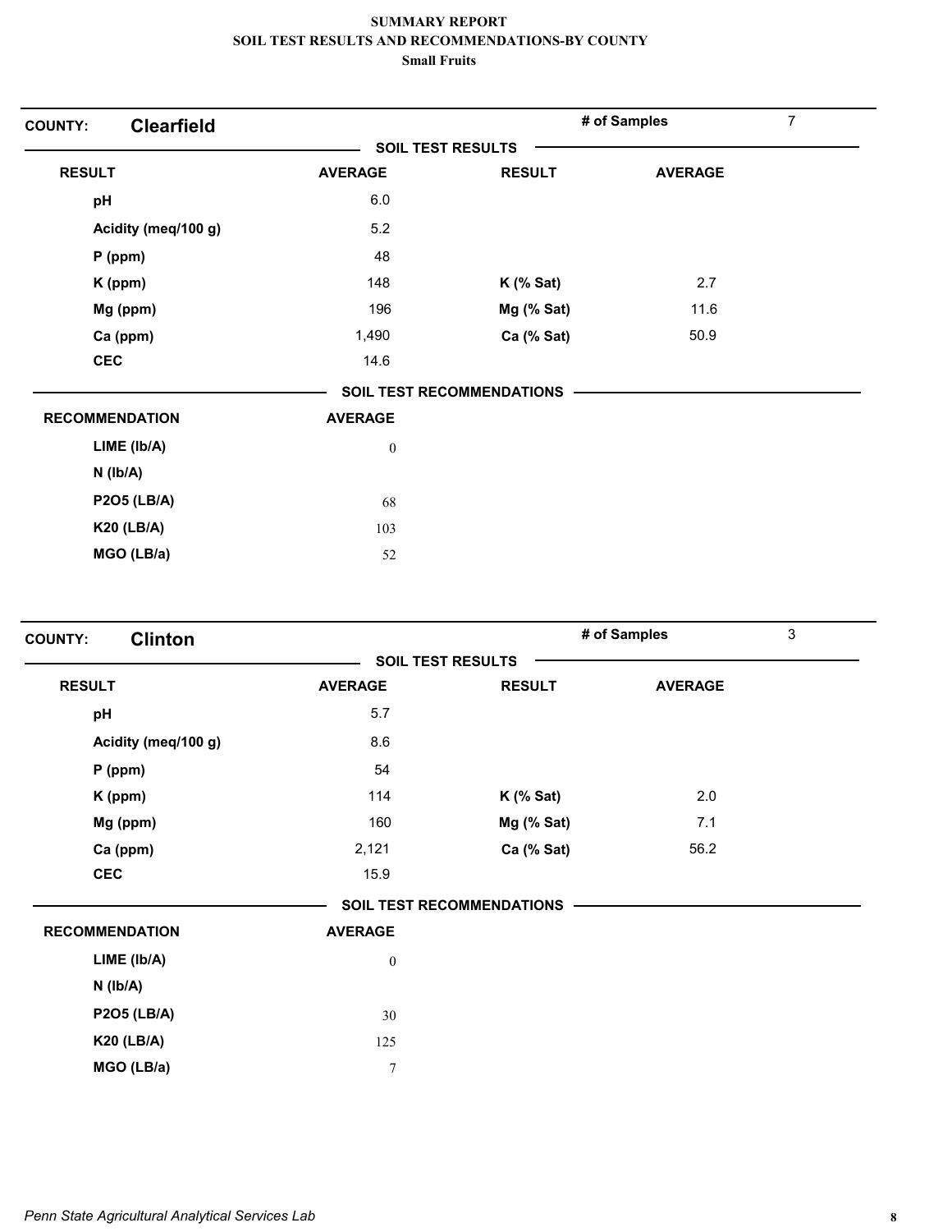**SUMMARY REPORT**
**SOIL TEST RESULTS AND RECOMMENDATIONS-BY COUNTY**
**Small Fruits**

## COUNTY: Clearfield

**# of Samples:** 7

### SOIL TEST RESULTS

| RESULT | AVERAGE | RESULT | AVERAGE |
|---|---|---|---|
| pH | 6.0 | | |
| Acidity (meq/100 g) | 5.2 | | |
| P (ppm) | 48 | | |
| K (ppm) | 148 | K (% Sat) | 2.7 |
| Mg (ppm) | 196 | Mg (% Sat) | 11.6 |
| Ca (ppm) | 1,490 | Ca (% Sat) | 50.9 |
| CEC | 14.6 | | |

### SOIL TEST RECOMMENDATIONS

| RECOMMENDATION | AVERAGE |
|---|---|
| LIME (lb/A) | 0 |
| N (lb/A) | |
| P2O5 (LB/A) | 68 |
| K20 (LB/A) | 103 |
| MGO (LB/a) | 52 |

## COUNTY: Clinton

**# of Samples:** 3

### SOIL TEST RESULTS

| RESULT | AVERAGE | RESULT | AVERAGE |
|---|---|---|---|
| pH | 5.7 | | |
| Acidity (meq/100 g) | 8.6 | | |
| P (ppm) | 54 | | |
| K (ppm) | 114 | K (% Sat) | 2.0 |
| Mg (ppm) | 160 | Mg (% Sat) | 7.1 |
| Ca (ppm) | 2,121 | Ca (% Sat) | 56.2 |
| CEC | 15.9 | | |

### SOIL TEST RECOMMENDATIONS

| RECOMMENDATION | AVERAGE |
|---|---|
| LIME (lb/A) | 0 |
| N (lb/A) | |
| P2O5 (LB/A) | 30 |
| K20 (LB/A) | 125 |
| MGO (LB/a) | 7 |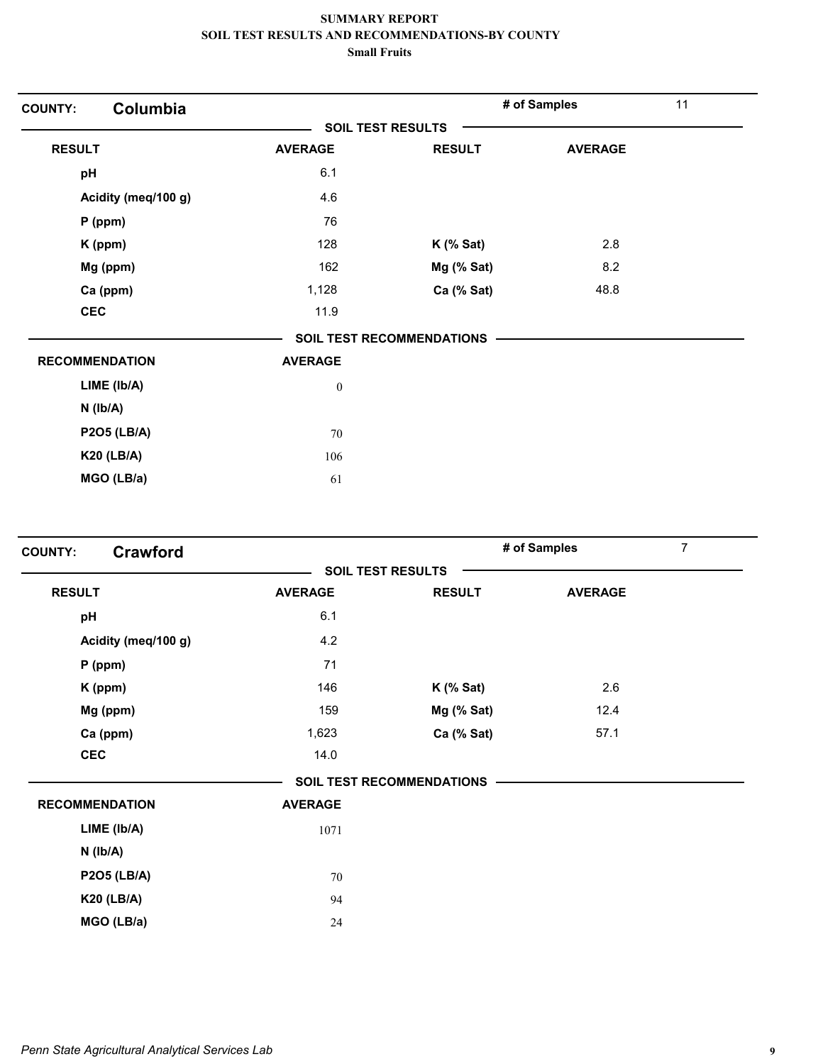# SUMMARY REPORT
## SOIL TEST RESULTS AND RECOMMENDATIONS-BY COUNTY
### Small Fruits

**COUNTY:** **Columbia** | **# of Samples** 11

**SOIL TEST RESULTS**

| RESULT | AVERAGE | RESULT | AVERAGE |
|---|---|---|---|
| pH | 6.1 | | |
| Acidity (meq/100 g) | 4.6 | | |
| P (ppm) | 76 | | |
| K (ppm) | 128 | K (% Sat) | 2.8 |
| Mg (ppm) | 162 | Mg (% Sat) | 8.2 |
| Ca (ppm) | 1,128 | Ca (% Sat) | 48.8 |
| CEC | 11.9 | | |

**SOIL TEST RECOMMENDATIONS**

| RECOMMENDATION | AVERAGE |
|---|---|
| LIME (lb/A) | 0 |
| N (lb/A) | |
| P2O5 (LB/A) | 70 |
| K20 (LB/A) | 106 |
| MGO (LB/a) | 61 |

**COUNTY:** **Crawford** | **# of Samples** 7

**SOIL TEST RESULTS**

| RESULT | AVERAGE | RESULT | AVERAGE |
|---|---|---|---|
| pH | 6.1 | | |
| Acidity (meq/100 g) | 4.2 | | |
| P (ppm) | 71 | | |
| K (ppm) | 146 | K (% Sat) | 2.6 |
| Mg (ppm) | 159 | Mg (% Sat) | 12.4 |
| Ca (ppm) | 1,623 | Ca (% Sat) | 57.1 |
| CEC | 14.0 | | |

**SOIL TEST RECOMMENDATIONS**

| RECOMMENDATION | AVERAGE |
|---|---|
| LIME (lb/A) | 1071 |
| N (lb/A) | |
| P2O5 (LB/A) | 70 |
| K20 (LB/A) | 94 |
| MGO (LB/a) | 24 |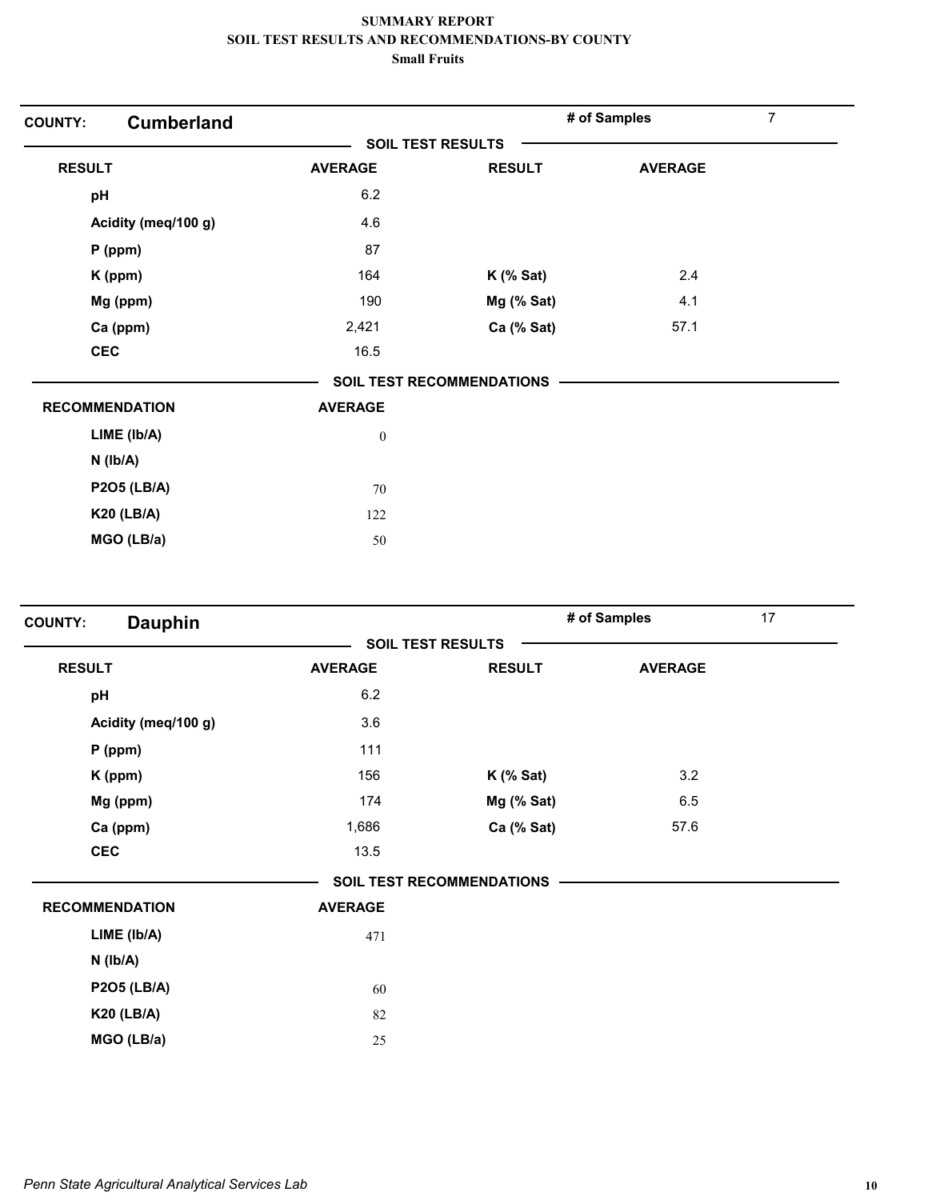# SUMMARY REPORT
## SOIL TEST RESULTS AND RECOMMENDATIONS-BY COUNTY
### Small Fruits

**COUNTY:** **Cumberland** | **# of Samples** 7

**SOIL TEST RESULTS**

| RESULT | AVERAGE | RESULT | AVERAGE |
|---|---|---|---|
| pH | 6.2 | | |
| Acidity (meq/100 g) | 4.6 | | |
| P (ppm) | 87 | | |
| K (ppm) | 164 | K (% Sat) | 2.4 |
| Mg (ppm) | 190 | Mg (% Sat) | 4.1 |
| Ca (ppm) | 2,421 | Ca (% Sat) | 57.1 |
| CEC | 16.5 | | |

**SOIL TEST RECOMMENDATIONS**

| RECOMMENDATION | AVERAGE |
|---|---|
| LIME (lb/A) | 0 |
| N (lb/A) | |
| P2O5 (LB/A) | 70 |
| K20 (LB/A) | 122 |
| MGO (LB/a) | 50 |

**COUNTY:** **Dauphin** | **# of Samples** 17

**SOIL TEST RESULTS**

| RESULT | AVERAGE | RESULT | AVERAGE |
|---|---|---|---|
| pH | 6.2 | | |
| Acidity (meq/100 g) | 3.6 | | |
| P (ppm) | 111 | | |
| K (ppm) | 156 | K (% Sat) | 3.2 |
| Mg (ppm) | 174 | Mg (% Sat) | 6.5 |
| Ca (ppm) | 1,686 | Ca (% Sat) | 57.6 |
| CEC | 13.5 | | |

**SOIL TEST RECOMMENDATIONS**

| RECOMMENDATION | AVERAGE |
|---|---|
| LIME (lb/A) | 471 |
| N (lb/A) | |
| P2O5 (LB/A) | 60 |
| K20 (LB/A) | 82 |
| MGO (LB/a) | 25 |

*Penn State Agricultural Analytical Services Lab*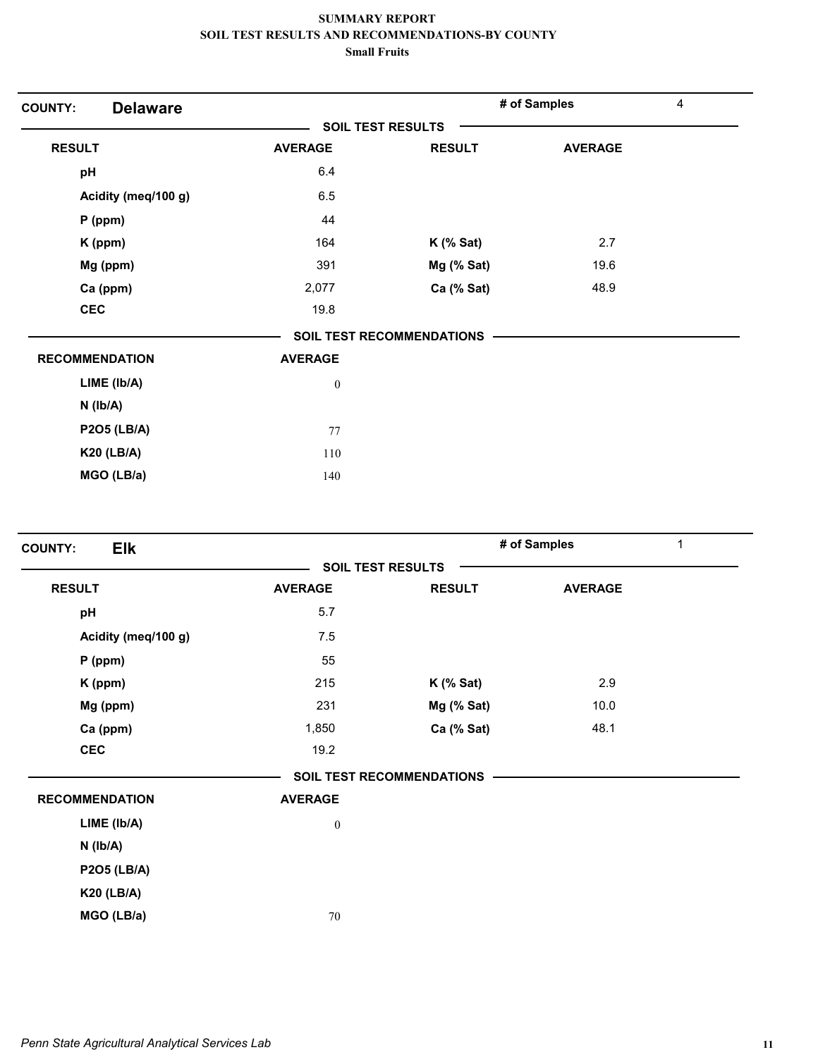# SUMMARY REPORT
## SOIL TEST RESULTS AND RECOMMENDATIONS-BY COUNTY
### Small Fruits

**COUNTY: Delaware** — # of Samples: 4

**SOIL TEST RESULTS**

| RESULT | AVERAGE | RESULT | AVERAGE |
|---|---|---|---|
| pH | 6.4 | | |
| Acidity (meq/100 g) | 6.5 | | |
| P (ppm) | 44 | | |
| K (ppm) | 164 | K (% Sat) | 2.7 |
| Mg (ppm) | 391 | Mg (% Sat) | 19.6 |
| Ca (ppm) | 2,077 | Ca (% Sat) | 48.9 |
| CEC | 19.8 | | |

**SOIL TEST RECOMMENDATIONS**

| RECOMMENDATION | AVERAGE |
|---|---|
| LIME (lb/A) | 0 |
| N (lb/A) | |
| P2O5 (LB/A) | 77 |
| K20 (LB/A) | 110 |
| MGO (LB/a) | 140 |

**COUNTY: Elk** — # of Samples: 1

**SOIL TEST RESULTS**

| RESULT | AVERAGE | RESULT | AVERAGE |
|---|---|---|---|
| pH | 5.7 | | |
| Acidity (meq/100 g) | 7.5 | | |
| P (ppm) | 55 | | |
| K (ppm) | 215 | K (% Sat) | 2.9 |
| Mg (ppm) | 231 | Mg (% Sat) | 10.0 |
| Ca (ppm) | 1,850 | Ca (% Sat) | 48.1 |
| CEC | 19.2 | | |

**SOIL TEST RECOMMENDATIONS**

| RECOMMENDATION | AVERAGE |
|---|---|
| LIME (lb/A) | 0 |
| N (lb/A) | |
| P2O5 (LB/A) | |
| K20 (LB/A) | |
| MGO (LB/a) | 70 |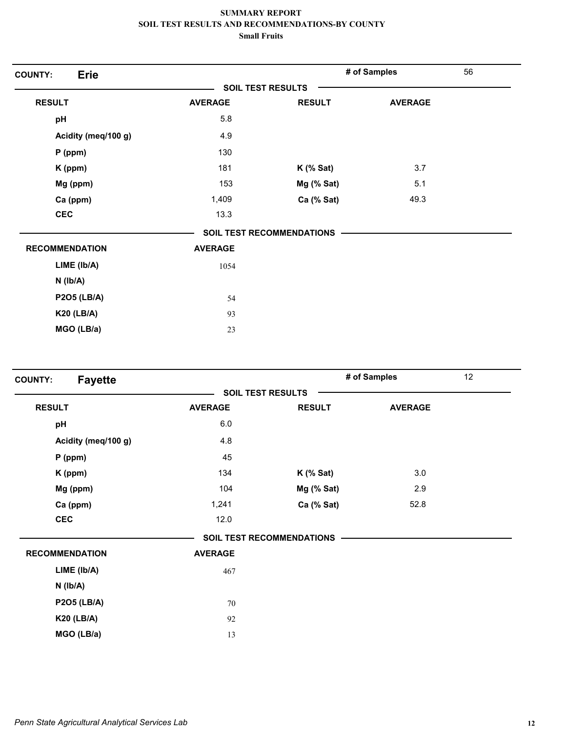**SUMMARY REPORT**
**SOIL TEST RESULTS AND RECOMMENDATIONS-BY COUNTY**
**Small Fruits**

**COUNTY: Erie** — **# of Samples** 56

**SOIL TEST RESULTS**

| RESULT | AVERAGE | RESULT | AVERAGE |
|---|---|---|---|
| pH | 5.8 | | |
| Acidity (meq/100 g) | 4.9 | | |
| P (ppm) | 130 | | |
| K (ppm) | 181 | K (% Sat) | 3.7 |
| Mg (ppm) | 153 | Mg (% Sat) | 5.1 |
| Ca (ppm) | 1,409 | Ca (% Sat) | 49.3 |
| CEC | 13.3 | | |

**SOIL TEST RECOMMENDATIONS**

| RECOMMENDATION | AVERAGE |
|---|---|
| LIME (lb/A) | 1054 |
| N (lb/A) | |
| P2O5 (LB/A) | 54 |
| K20 (LB/A) | 93 |
| MGO (LB/a) | 23 |

**COUNTY: Fayette** — **# of Samples** 12

**SOIL TEST RESULTS**

| RESULT | AVERAGE | RESULT | AVERAGE |
|---|---|---|---|
| pH | 6.0 | | |
| Acidity (meq/100 g) | 4.8 | | |
| P (ppm) | 45 | | |
| K (ppm) | 134 | K (% Sat) | 3.0 |
| Mg (ppm) | 104 | Mg (% Sat) | 2.9 |
| Ca (ppm) | 1,241 | Ca (% Sat) | 52.8 |
| CEC | 12.0 | | |

**SOIL TEST RECOMMENDATIONS**

| RECOMMENDATION | AVERAGE |
|---|---|
| LIME (lb/A) | 467 |
| N (lb/A) | |
| P2O5 (LB/A) | 70 |
| K20 (LB/A) | 92 |
| MGO (LB/a) | 13 |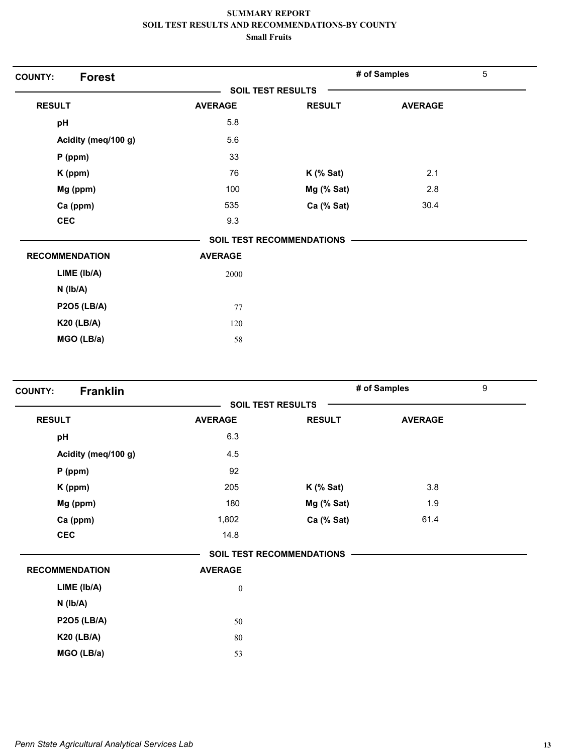**SUMMARY REPORT**
**SOIL TEST RESULTS AND RECOMMENDATIONS-BY COUNTY**
**Small Fruits**

## COUNTY: Forest

**# of Samples** 5

### SOIL TEST RESULTS

| RESULT | AVERAGE | RESULT | AVERAGE |
|---|---|---|---|
| pH | 5.8 | | |
| Acidity (meq/100 g) | 5.6 | | |
| P (ppm) | 33 | | |
| K (ppm) | 76 | K (% Sat) | 2.1 |
| Mg (ppm) | 100 | Mg (% Sat) | 2.8 |
| Ca (ppm) | 535 | Ca (% Sat) | 30.4 |
| CEC | 9.3 | | |

### SOIL TEST RECOMMENDATIONS

| RECOMMENDATION | AVERAGE |
|---|---|
| LIME (lb/A) | 2000 |
| N (lb/A) | |
| P2O5 (LB/A) | 77 |
| K20 (LB/A) | 120 |
| MGO (LB/a) | 58 |

## COUNTY: Franklin

**# of Samples** 9

### SOIL TEST RESULTS

| RESULT | AVERAGE | RESULT | AVERAGE |
|---|---|---|---|
| pH | 6.3 | | |
| Acidity (meq/100 g) | 4.5 | | |
| P (ppm) | 92 | | |
| K (ppm) | 205 | K (% Sat) | 3.8 |
| Mg (ppm) | 180 | Mg (% Sat) | 1.9 |
| Ca (ppm) | 1,802 | Ca (% Sat) | 61.4 |
| CEC | 14.8 | | |

### SOIL TEST RECOMMENDATIONS

| RECOMMENDATION | AVERAGE |
|---|---|
| LIME (lb/A) | 0 |
| N (lb/A) | |
| P2O5 (LB/A) | 50 |
| K20 (LB/A) | 80 |
| MGO (LB/a) | 53 |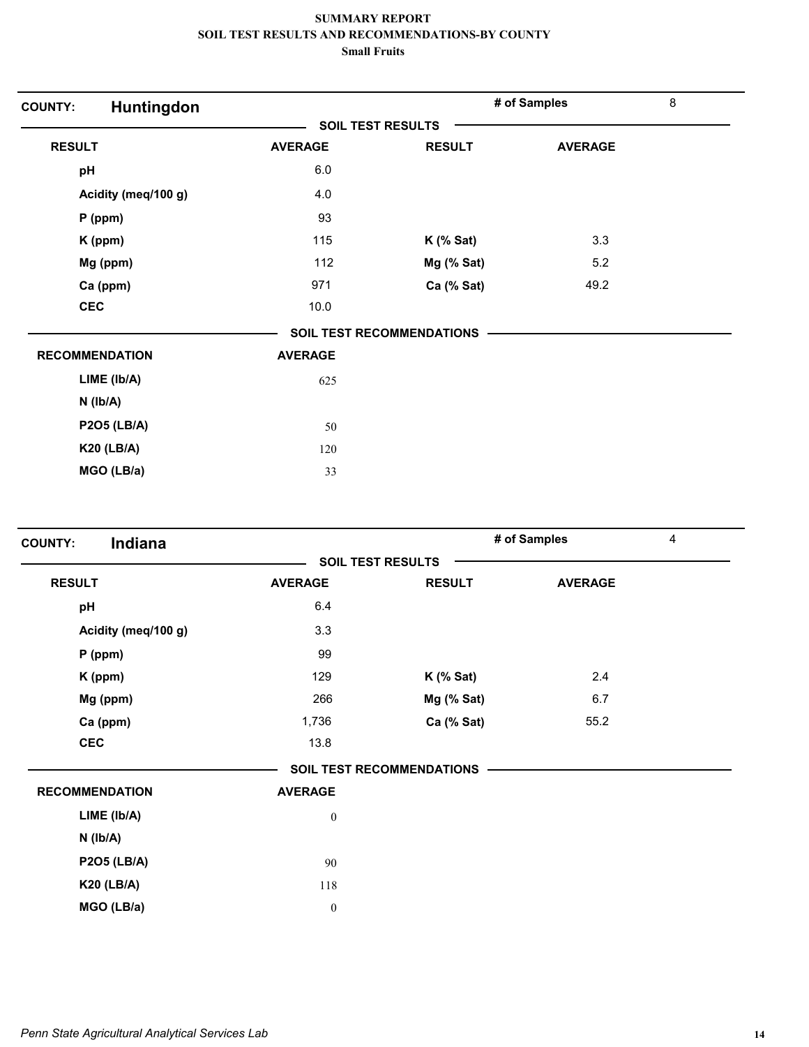# SUMMARY REPORT
## SOIL TEST RESULTS AND RECOMMENDATIONS-BY COUNTY
### Small Fruits

**COUNTY: Huntingdon** — # of Samples: 8

**SOIL TEST RESULTS**

| RESULT | AVERAGE | RESULT | AVERAGE |
|---|---|---|---|
| pH | 6.0 | | |
| Acidity (meq/100 g) | 4.0 | | |
| P (ppm) | 93 | | |
| K (ppm) | 115 | K (% Sat) | 3.3 |
| Mg (ppm) | 112 | Mg (% Sat) | 5.2 |
| Ca (ppm) | 971 | Ca (% Sat) | 49.2 |
| CEC | 10.0 | | |

**SOIL TEST RECOMMENDATIONS**

| RECOMMENDATION | AVERAGE |
|---|---|
| LIME (lb/A) | 625 |
| N (lb/A) | |
| P2O5 (LB/A) | 50 |
| K20 (LB/A) | 120 |
| MGO (LB/a) | 33 |

**COUNTY: Indiana** — # of Samples: 4

**SOIL TEST RESULTS**

| RESULT | AVERAGE | RESULT | AVERAGE |
|---|---|---|---|
| pH | 6.4 | | |
| Acidity (meq/100 g) | 3.3 | | |
| P (ppm) | 99 | | |
| K (ppm) | 129 | K (% Sat) | 2.4 |
| Mg (ppm) | 266 | Mg (% Sat) | 6.7 |
| Ca (ppm) | 1,736 | Ca (% Sat) | 55.2 |
| CEC | 13.8 | | |

**SOIL TEST RECOMMENDATIONS**

| RECOMMENDATION | AVERAGE |
|---|---|
| LIME (lb/A) | 0 |
| N (lb/A) | |
| P2O5 (LB/A) | 90 |
| K20 (LB/A) | 118 |
| MGO (LB/a) | 0 |

*Penn State Agricultural Analytical Services Lab*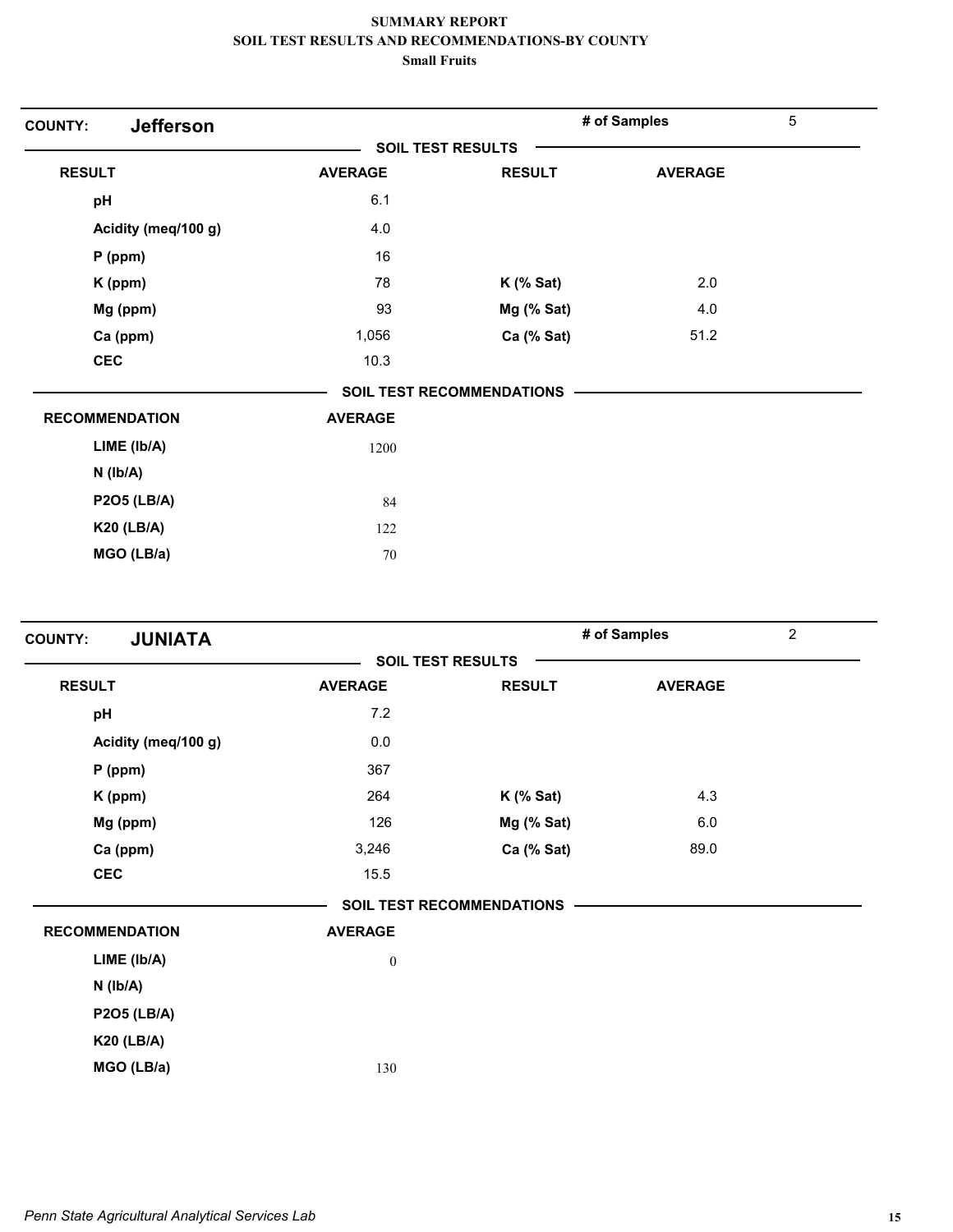# SUMMARY REPORT
## SOIL TEST RESULTS AND RECOMMENDATIONS-BY COUNTY
### Small Fruits

**COUNTY:** **Jefferson** — **# of Samples** 5

**SOIL TEST RESULTS**

| RESULT | AVERAGE | RESULT | AVERAGE |
|---|---|---|---|
| pH | 6.1 | | |
| Acidity (meq/100 g) | 4.0 | | |
| P (ppm) | 16 | | |
| K (ppm) | 78 | K (% Sat) | 2.0 |
| Mg (ppm) | 93 | Mg (% Sat) | 4.0 |
| Ca (ppm) | 1,056 | Ca (% Sat) | 51.2 |
| CEC | 10.3 | | |

**SOIL TEST RECOMMENDATIONS**

| RECOMMENDATION | AVERAGE |
|---|---|
| LIME (lb/A) | 1200 |
| N (lb/A) | |
| P2O5 (LB/A) | 84 |
| K20 (LB/A) | 122 |
| MGO (LB/a) | 70 |

**COUNTY:** **JUNIATA** — **# of Samples** 2

**SOIL TEST RESULTS**

| RESULT | AVERAGE | RESULT | AVERAGE |
|---|---|---|---|
| pH | 7.2 | | |
| Acidity (meq/100 g) | 0.0 | | |
| P (ppm) | 367 | | |
| K (ppm) | 264 | K (% Sat) | 4.3 |
| Mg (ppm) | 126 | Mg (% Sat) | 6.0 |
| Ca (ppm) | 3,246 | Ca (% Sat) | 89.0 |
| CEC | 15.5 | | |

**SOIL TEST RECOMMENDATIONS**

| RECOMMENDATION | AVERAGE |
|---|---|
| LIME (lb/A) | 0 |
| N (lb/A) | |
| P2O5 (LB/A) | |
| K20 (LB/A) | |
| MGO (LB/a) | 130 |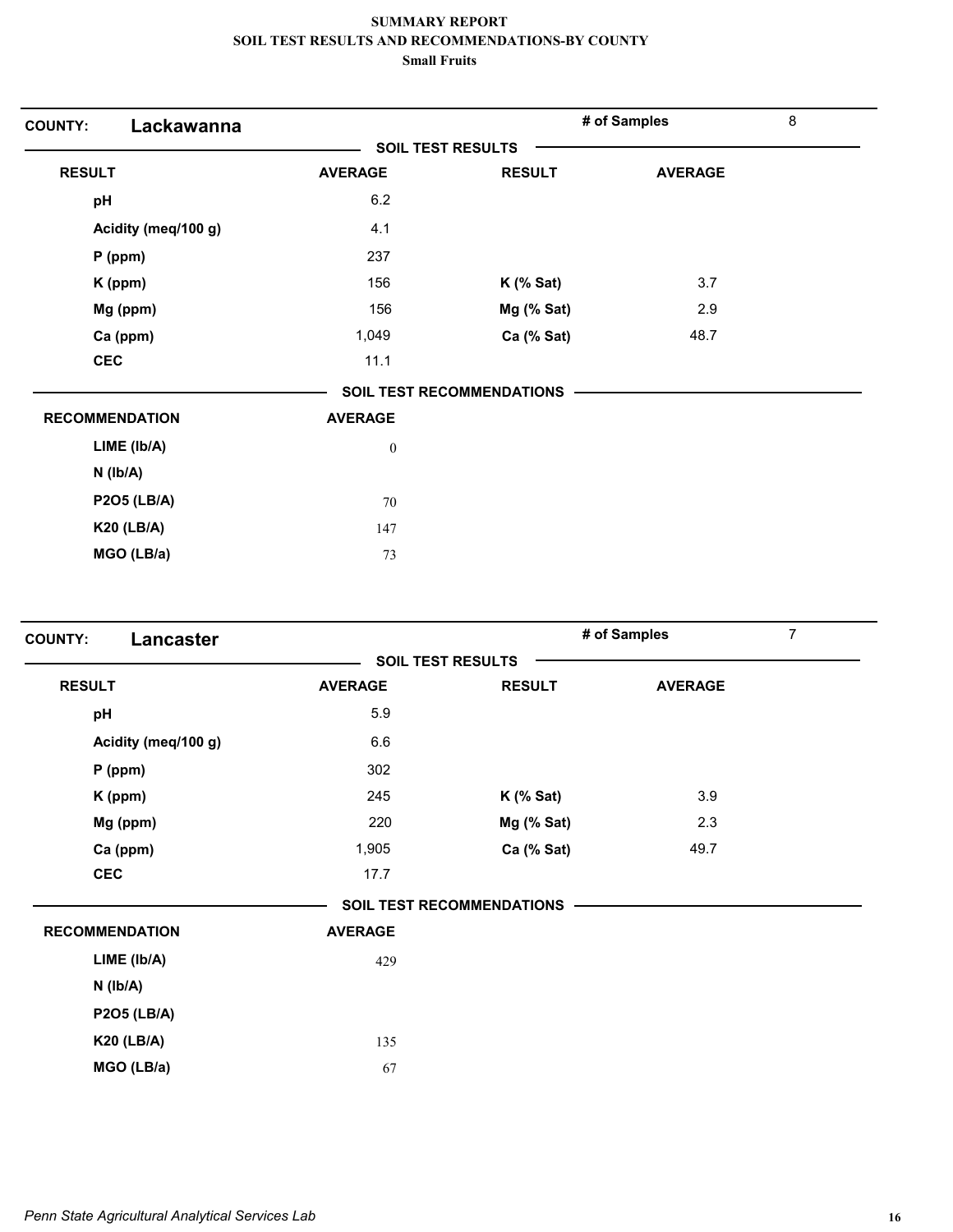# SUMMARY REPORT
## SOIL TEST RESULTS AND RECOMMENDATIONS-BY COUNTY
### Small Fruits

**COUNTY: Lackawanna** — **# of Samples** 8

**SOIL TEST RESULTS**

| RESULT | AVERAGE | RESULT | AVERAGE |
|---|---|---|---|
| pH | 6.2 | | |
| Acidity (meq/100 g) | 4.1 | | |
| P (ppm) | 237 | | |
| K (ppm) | 156 | K (% Sat) | 3.7 |
| Mg (ppm) | 156 | Mg (% Sat) | 2.9 |
| Ca (ppm) | 1,049 | Ca (% Sat) | 48.7 |
| CEC | 11.1 | | |

**SOIL TEST RECOMMENDATIONS**

| RECOMMENDATION | AVERAGE |
|---|---|
| LIME (lb/A) | 0 |
| N (lb/A) | |
| P2O5 (LB/A) | 70 |
| K20 (LB/A) | 147 |
| MGO (LB/a) | 73 |

**COUNTY: Lancaster** — **# of Samples** 7

**SOIL TEST RESULTS**

| RESULT | AVERAGE | RESULT | AVERAGE |
|---|---|---|---|
| pH | 5.9 | | |
| Acidity (meq/100 g) | 6.6 | | |
| P (ppm) | 302 | | |
| K (ppm) | 245 | K (% Sat) | 3.9 |
| Mg (ppm) | 220 | Mg (% Sat) | 2.3 |
| Ca (ppm) | 1,905 | Ca (% Sat) | 49.7 |
| CEC | 17.7 | | |

**SOIL TEST RECOMMENDATIONS**

| RECOMMENDATION | AVERAGE |
|---|---|
| LIME (lb/A) | 429 |
| N (lb/A) | |
| P2O5 (LB/A) | |
| K20 (LB/A) | 135 |
| MGO (LB/a) | 67 |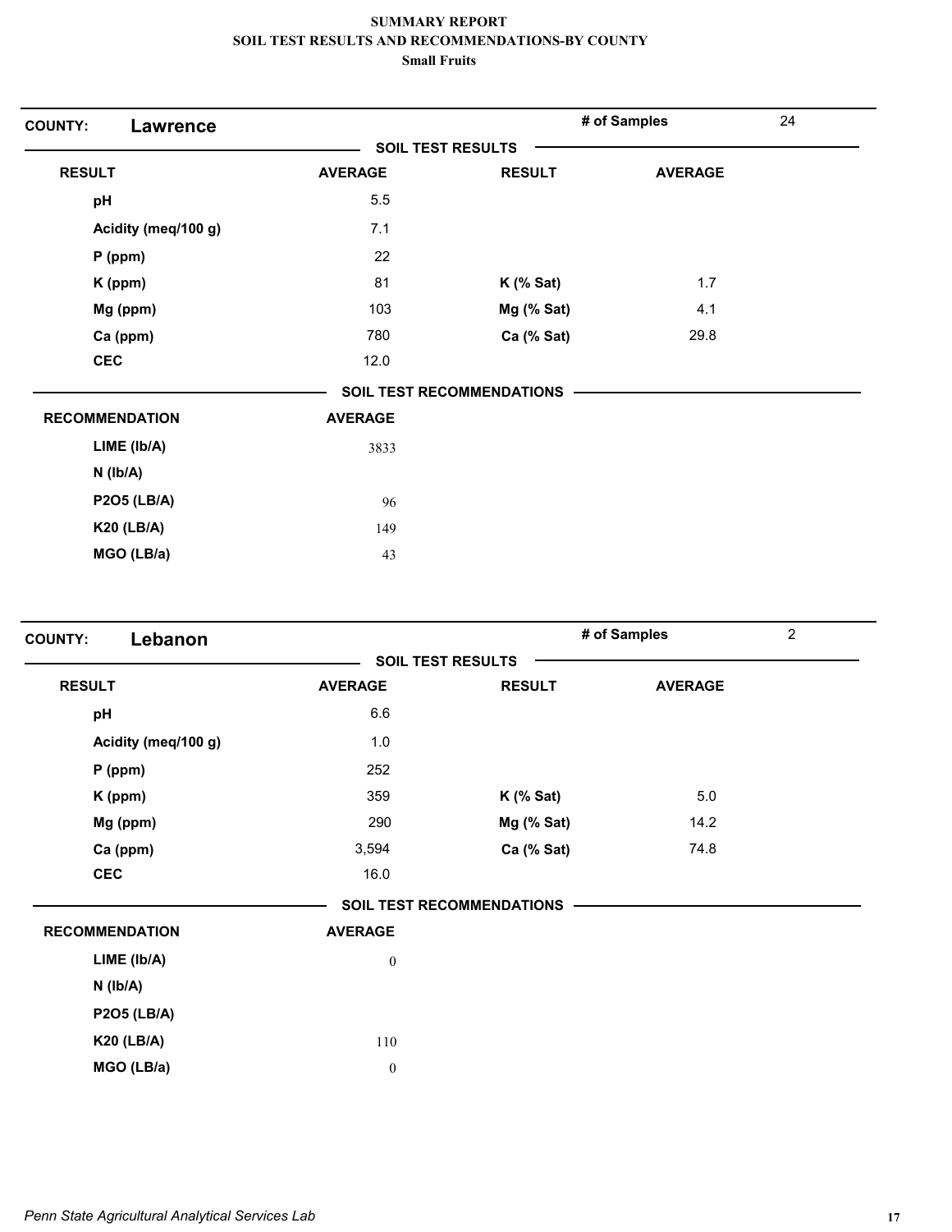# SUMMARY REPORT
## SOIL TEST RESULTS AND RECOMMENDATIONS-BY COUNTY
### Small Fruits

**COUNTY: Lawrence** — # of Samples: 24

**SOIL TEST RESULTS**

| RESULT | AVERAGE | RESULT | AVERAGE |
|---|---|---|---|
| pH | 5.5 | | |
| Acidity (meq/100 g) | 7.1 | | |
| P (ppm) | 22 | | |
| K (ppm) | 81 | K (% Sat) | 1.7 |
| Mg (ppm) | 103 | Mg (% Sat) | 4.1 |
| Ca (ppm) | 780 | Ca (% Sat) | 29.8 |
| CEC | 12.0 | | |

**SOIL TEST RECOMMENDATIONS**

| RECOMMENDATION | AVERAGE |
|---|---|
| LIME (lb/A) | 3833 |
| N (lb/A) | |
| P2O5 (LB/A) | 96 |
| K20 (LB/A) | 149 |
| MGO (LB/a) | 43 |

**COUNTY: Lebanon** — # of Samples: 2

**SOIL TEST RESULTS**

| RESULT | AVERAGE | RESULT | AVERAGE |
|---|---|---|---|
| pH | 6.6 | | |
| Acidity (meq/100 g) | 1.0 | | |
| P (ppm) | 252 | | |
| K (ppm) | 359 | K (% Sat) | 5.0 |
| Mg (ppm) | 290 | Mg (% Sat) | 14.2 |
| Ca (ppm) | 3,594 | Ca (% Sat) | 74.8 |
| CEC | 16.0 | | |

**SOIL TEST RECOMMENDATIONS**

| RECOMMENDATION | AVERAGE |
|---|---|
| LIME (lb/A) | 0 |
| N (lb/A) | |
| P2O5 (LB/A) | |
| K20 (LB/A) | 110 |
| MGO (LB/a) | 0 |

*Penn State Agricultural Analytical Services Lab*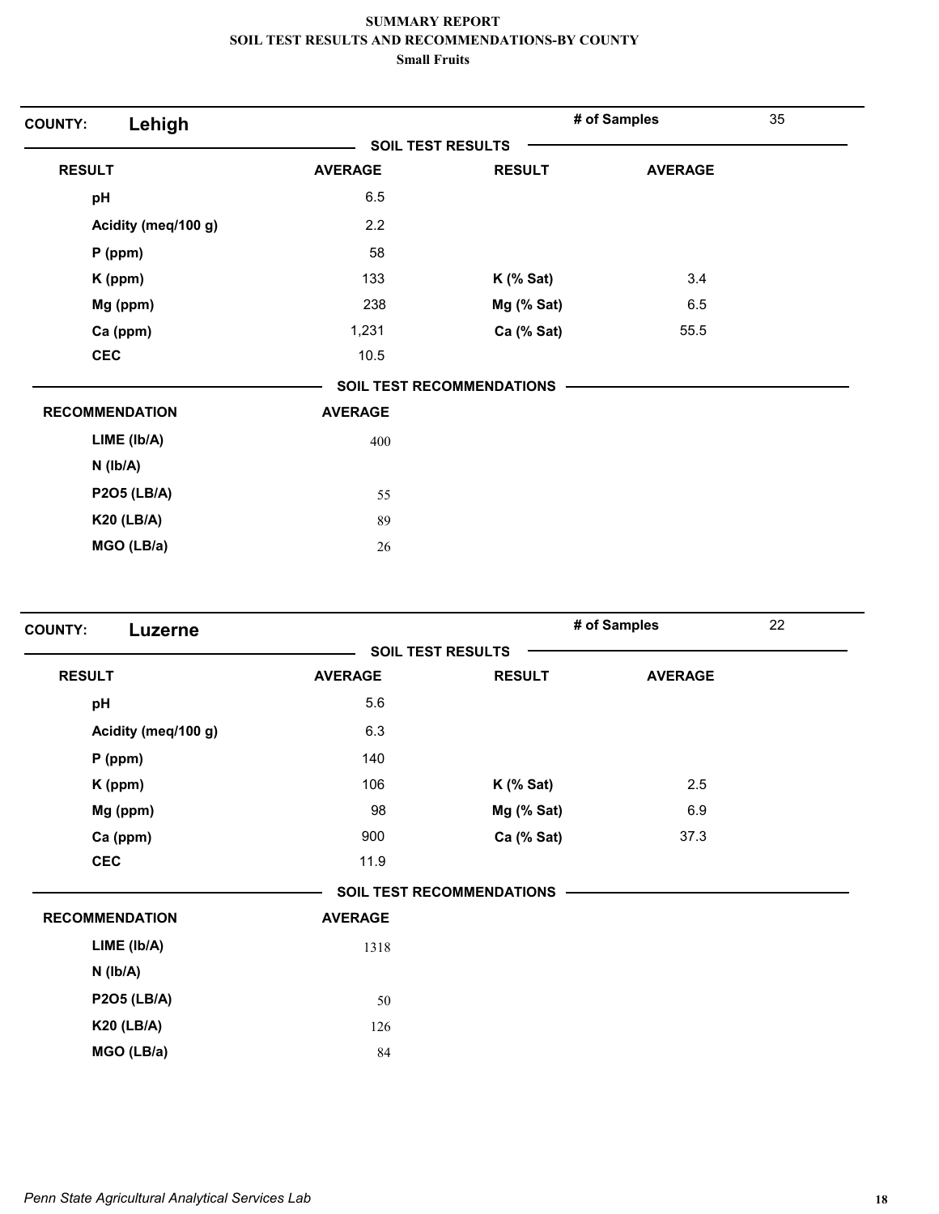# SUMMARY REPORT
## SOIL TEST RESULTS AND RECOMMENDATIONS-BY COUNTY
### Small Fruits

**COUNTY:** **Lehigh** — **# of Samples** 35

**SOIL TEST RESULTS**

| RESULT | AVERAGE | RESULT | AVERAGE |
|---|---|---|---|
| pH | 6.5 | | |
| Acidity (meq/100 g) | 2.2 | | |
| P (ppm) | 58 | | |
| K (ppm) | 133 | K (% Sat) | 3.4 |
| Mg (ppm) | 238 | Mg (% Sat) | 6.5 |
| Ca (ppm) | 1,231 | Ca (% Sat) | 55.5 |
| CEC | 10.5 | | |

**SOIL TEST RECOMMENDATIONS**

| RECOMMENDATION | AVERAGE |
|---|---|
| LIME (lb/A) | 400 |
| N (lb/A) | |
| P2O5 (LB/A) | 55 |
| K20 (LB/A) | 89 |
| MGO (LB/a) | 26 |

**COUNTY:** **Luzerne** — **# of Samples** 22

**SOIL TEST RESULTS**

| RESULT | AVERAGE | RESULT | AVERAGE |
|---|---|---|---|
| pH | 5.6 | | |
| Acidity (meq/100 g) | 6.3 | | |
| P (ppm) | 140 | | |
| K (ppm) | 106 | K (% Sat) | 2.5 |
| Mg (ppm) | 98 | Mg (% Sat) | 6.9 |
| Ca (ppm) | 900 | Ca (% Sat) | 37.3 |
| CEC | 11.9 | | |

**SOIL TEST RECOMMENDATIONS**

| RECOMMENDATION | AVERAGE |
|---|---|
| LIME (lb/A) | 1318 |
| N (lb/A) | |
| P2O5 (LB/A) | 50 |
| K20 (LB/A) | 126 |
| MGO (LB/a) | 84 |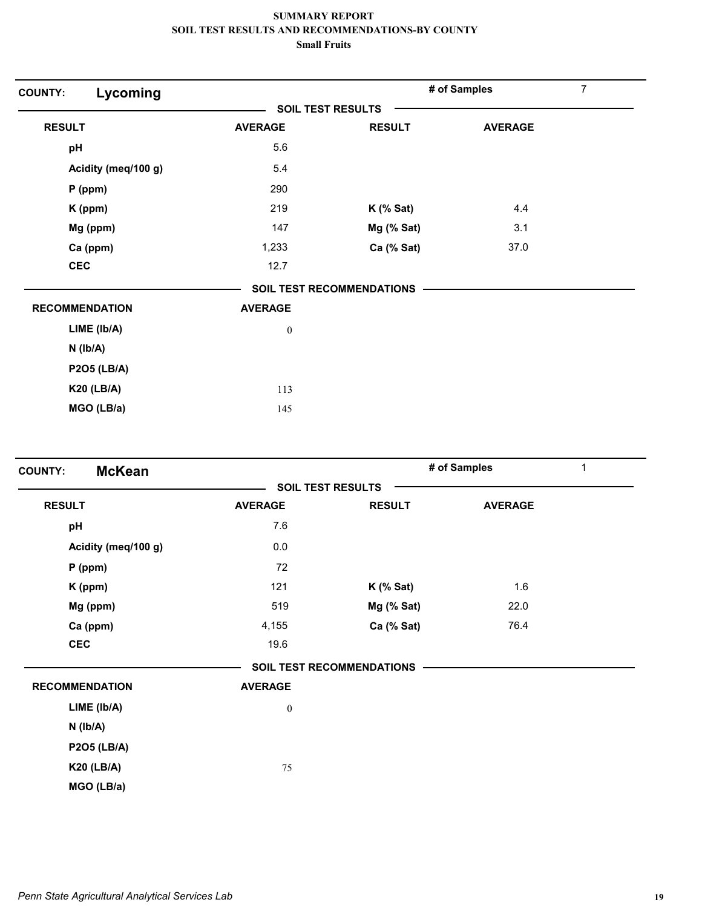# SUMMARY REPORT
## SOIL TEST RESULTS AND RECOMMENDATIONS-BY COUNTY
### Small Fruits

**COUNTY:** **Lycoming** | **# of Samples** 7

**SOIL TEST RESULTS**

| RESULT | AVERAGE | RESULT | AVERAGE |
|---|---|---|---|
| pH | 5.6 | | |
| Acidity (meq/100 g) | 5.4 | | |
| P (ppm) | 290 | | |
| K (ppm) | 219 | K (% Sat) | 4.4 |
| Mg (ppm) | 147 | Mg (% Sat) | 3.1 |
| Ca (ppm) | 1,233 | Ca (% Sat) | 37.0 |
| CEC | 12.7 | | |

**SOIL TEST RECOMMENDATIONS**

| RECOMMENDATION | AVERAGE |
|---|---|
| LIME (lb/A) | 0 |
| N (lb/A) | |
| P2O5 (LB/A) | |
| K20 (LB/A) | 113 |
| MGO (LB/a) | 145 |

**COUNTY:** **McKean** | **# of Samples** 1

**SOIL TEST RESULTS**

| RESULT | AVERAGE | RESULT | AVERAGE |
|---|---|---|---|
| pH | 7.6 | | |
| Acidity (meq/100 g) | 0.0 | | |
| P (ppm) | 72 | | |
| K (ppm) | 121 | K (% Sat) | 1.6 |
| Mg (ppm) | 519 | Mg (% Sat) | 22.0 |
| Ca (ppm) | 4,155 | Ca (% Sat) | 76.4 |
| CEC | 19.6 | | |

**SOIL TEST RECOMMENDATIONS**

| RECOMMENDATION | AVERAGE |
|---|---|
| LIME (lb/A) | 0 |
| N (lb/A) | |
| P2O5 (LB/A) | |
| K20 (LB/A) | 75 |
| MGO (LB/a) | |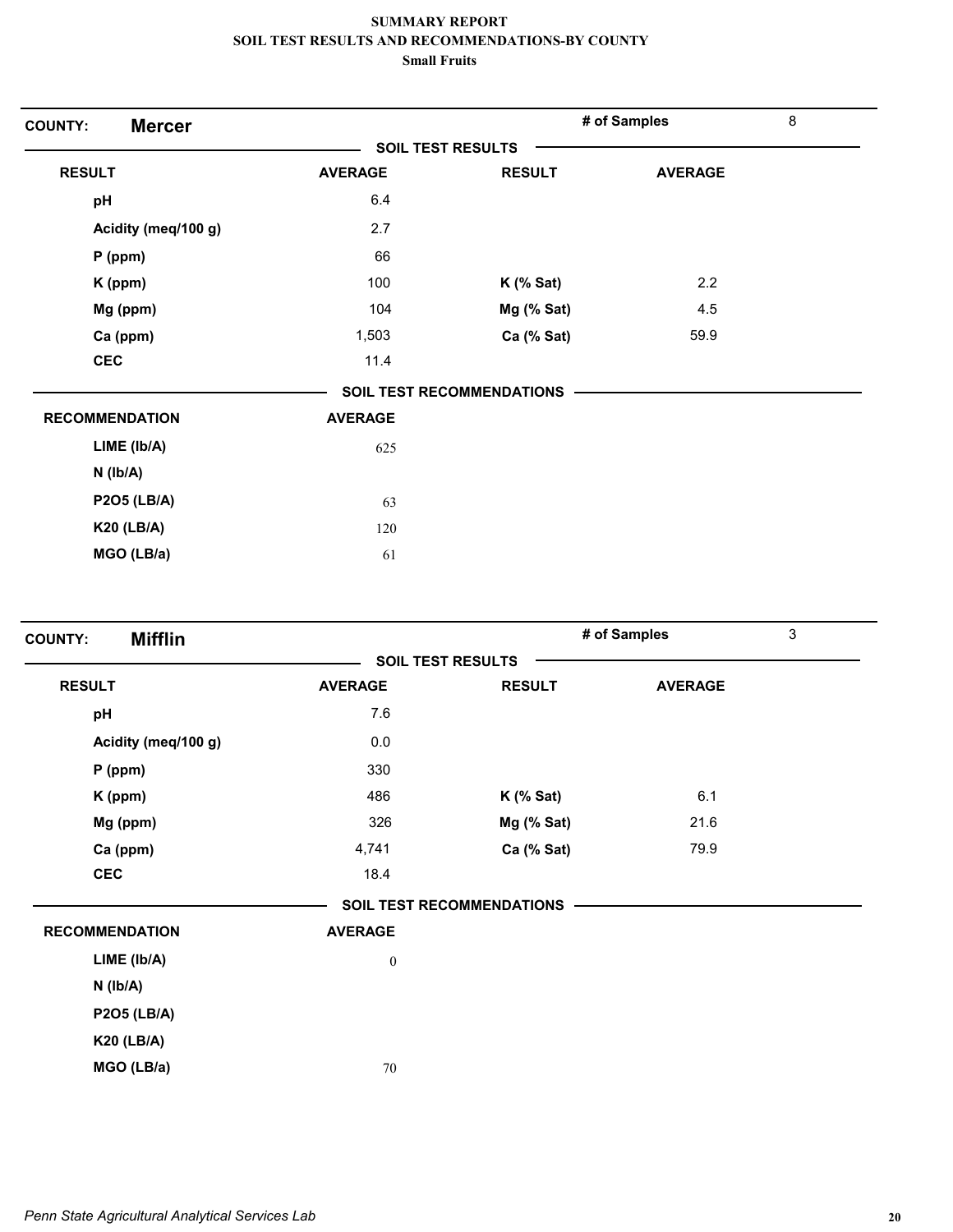**SUMMARY REPORT**
**SOIL TEST RESULTS AND RECOMMENDATIONS-BY COUNTY**
**Small Fruits**

**COUNTY: Mercer** | **# of Samples** 8

**SOIL TEST RESULTS**

| RESULT | AVERAGE | RESULT | AVERAGE |
|---|---|---|---|
| pH | 6.4 | | |
| Acidity (meq/100 g) | 2.7 | | |
| P (ppm) | 66 | | |
| K (ppm) | 100 | K (% Sat) | 2.2 |
| Mg (ppm) | 104 | Mg (% Sat) | 4.5 |
| Ca (ppm) | 1,503 | Ca (% Sat) | 59.9 |
| CEC | 11.4 | | |

**SOIL TEST RECOMMENDATIONS**

| RECOMMENDATION | AVERAGE |
|---|---|
| LIME (lb/A) | 625 |
| N (lb/A) | |
| P2O5 (LB/A) | 63 |
| K20 (LB/A) | 120 |
| MGO (LB/a) | 61 |

**COUNTY: Mifflin** | **# of Samples** 3

**SOIL TEST RESULTS**

| RESULT | AVERAGE | RESULT | AVERAGE |
|---|---|---|---|
| pH | 7.6 | | |
| Acidity (meq/100 g) | 0.0 | | |
| P (ppm) | 330 | | |
| K (ppm) | 486 | K (% Sat) | 6.1 |
| Mg (ppm) | 326 | Mg (% Sat) | 21.6 |
| Ca (ppm) | 4,741 | Ca (% Sat) | 79.9 |
| CEC | 18.4 | | |

**SOIL TEST RECOMMENDATIONS**

| RECOMMENDATION | AVERAGE |
|---|---|
| LIME (lb/A) | 0 |
| N (lb/A) | |
| P2O5 (LB/A) | |
| K20 (LB/A) | |
| MGO (LB/a) | 70 |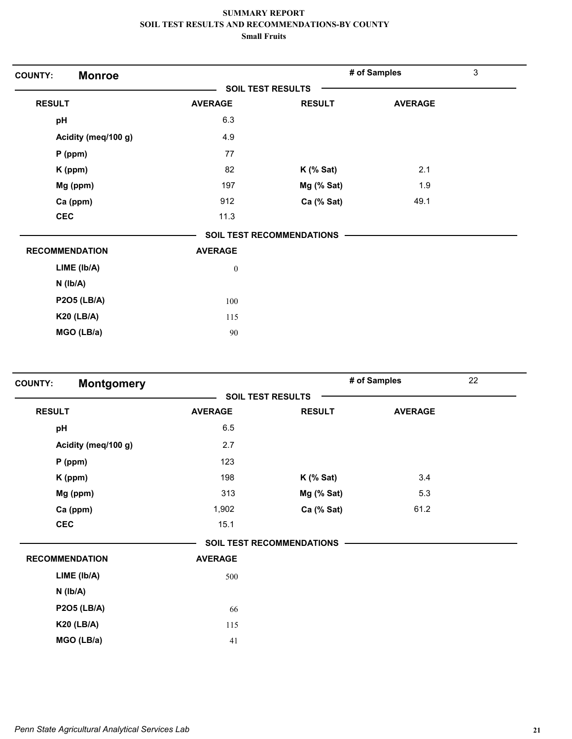**SUMMARY REPORT**
**SOIL TEST RESULTS AND RECOMMENDATIONS-BY COUNTY**
**Small Fruits**

## COUNTY: Monroe

**# of Samples:** 3

### SOIL TEST RESULTS

| RESULT | AVERAGE | RESULT | AVERAGE |
|---|---|---|---|
| pH | 6.3 | | |
| Acidity (meq/100 g) | 4.9 | | |
| P (ppm) | 77 | | |
| K (ppm) | 82 | K (% Sat) | 2.1 |
| Mg (ppm) | 197 | Mg (% Sat) | 1.9 |
| Ca (ppm) | 912 | Ca (% Sat) | 49.1 |
| CEC | 11.3 | | |

### SOIL TEST RECOMMENDATIONS

| RECOMMENDATION | AVERAGE |
|---|---|
| LIME (lb/A) | 0 |
| N (lb/A) | |
| P2O5 (LB/A) | 100 |
| K20 (LB/A) | 115 |
| MGO (LB/a) | 90 |

## COUNTY: Montgomery

**# of Samples:** 22

### SOIL TEST RESULTS

| RESULT | AVERAGE | RESULT | AVERAGE |
|---|---|---|---|
| pH | 6.5 | | |
| Acidity (meq/100 g) | 2.7 | | |
| P (ppm) | 123 | | |
| K (ppm) | 198 | K (% Sat) | 3.4 |
| Mg (ppm) | 313 | Mg (% Sat) | 5.3 |
| Ca (ppm) | 1,902 | Ca (% Sat) | 61.2 |
| CEC | 15.1 | | |

### SOIL TEST RECOMMENDATIONS

| RECOMMENDATION | AVERAGE |
|---|---|
| LIME (lb/A) | 500 |
| N (lb/A) | |
| P2O5 (LB/A) | 66 |
| K20 (LB/A) | 115 |
| MGO (LB/a) | 41 |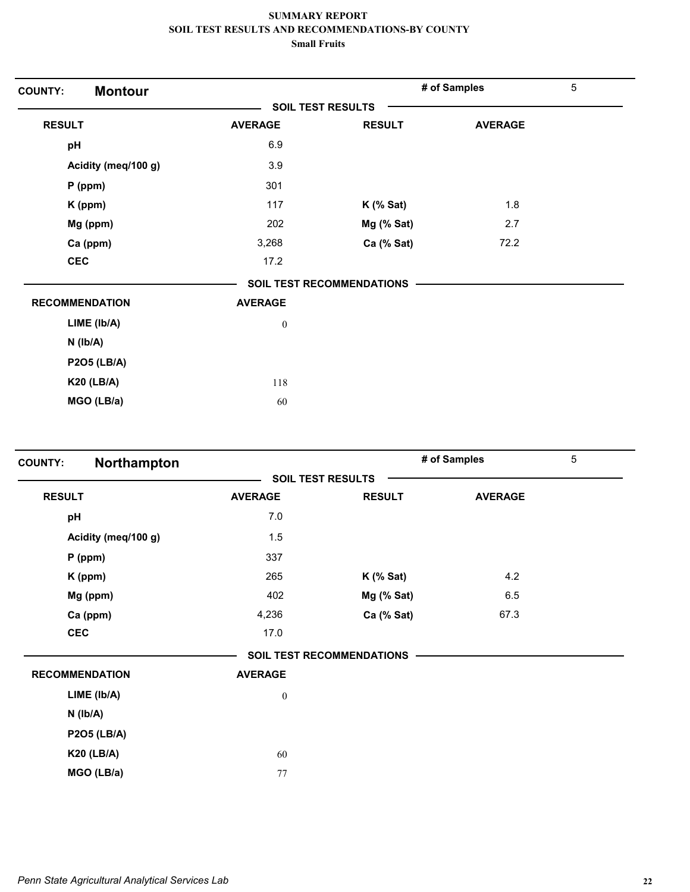# SUMMARY REPORT
## SOIL TEST RESULTS AND RECOMMENDATIONS-BY COUNTY
### Small Fruits

**COUNTY: Montour** | **# of Samples** 5

**SOIL TEST RESULTS**

| RESULT | AVERAGE | RESULT | AVERAGE |
|---|---|---|---|
| pH | 6.9 | | |
| Acidity (meq/100 g) | 3.9 | | |
| P (ppm) | 301 | | |
| K (ppm) | 117 | K (% Sat) | 1.8 |
| Mg (ppm) | 202 | Mg (% Sat) | 2.7 |
| Ca (ppm) | 3,268 | Ca (% Sat) | 72.2 |
| CEC | 17.2 | | |

**SOIL TEST RECOMMENDATIONS**

| RECOMMENDATION | AVERAGE |
|---|---|
| LIME (lb/A) | 0 |
| N (lb/A) | |
| P2O5 (LB/A) | |
| K20 (LB/A) | 118 |
| MGO (LB/a) | 60 |

**COUNTY: Northampton** | **# of Samples** 5

**SOIL TEST RESULTS**

| RESULT | AVERAGE | RESULT | AVERAGE |
|---|---|---|---|
| pH | 7.0 | | |
| Acidity (meq/100 g) | 1.5 | | |
| P (ppm) | 337 | | |
| K (ppm) | 265 | K (% Sat) | 4.2 |
| Mg (ppm) | 402 | Mg (% Sat) | 6.5 |
| Ca (ppm) | 4,236 | Ca (% Sat) | 67.3 |
| CEC | 17.0 | | |

**SOIL TEST RECOMMENDATIONS**

| RECOMMENDATION | AVERAGE |
|---|---|
| LIME (lb/A) | 0 |
| N (lb/A) | |
| P2O5 (LB/A) | |
| K20 (LB/A) | 60 |
| MGO (LB/a) | 77 |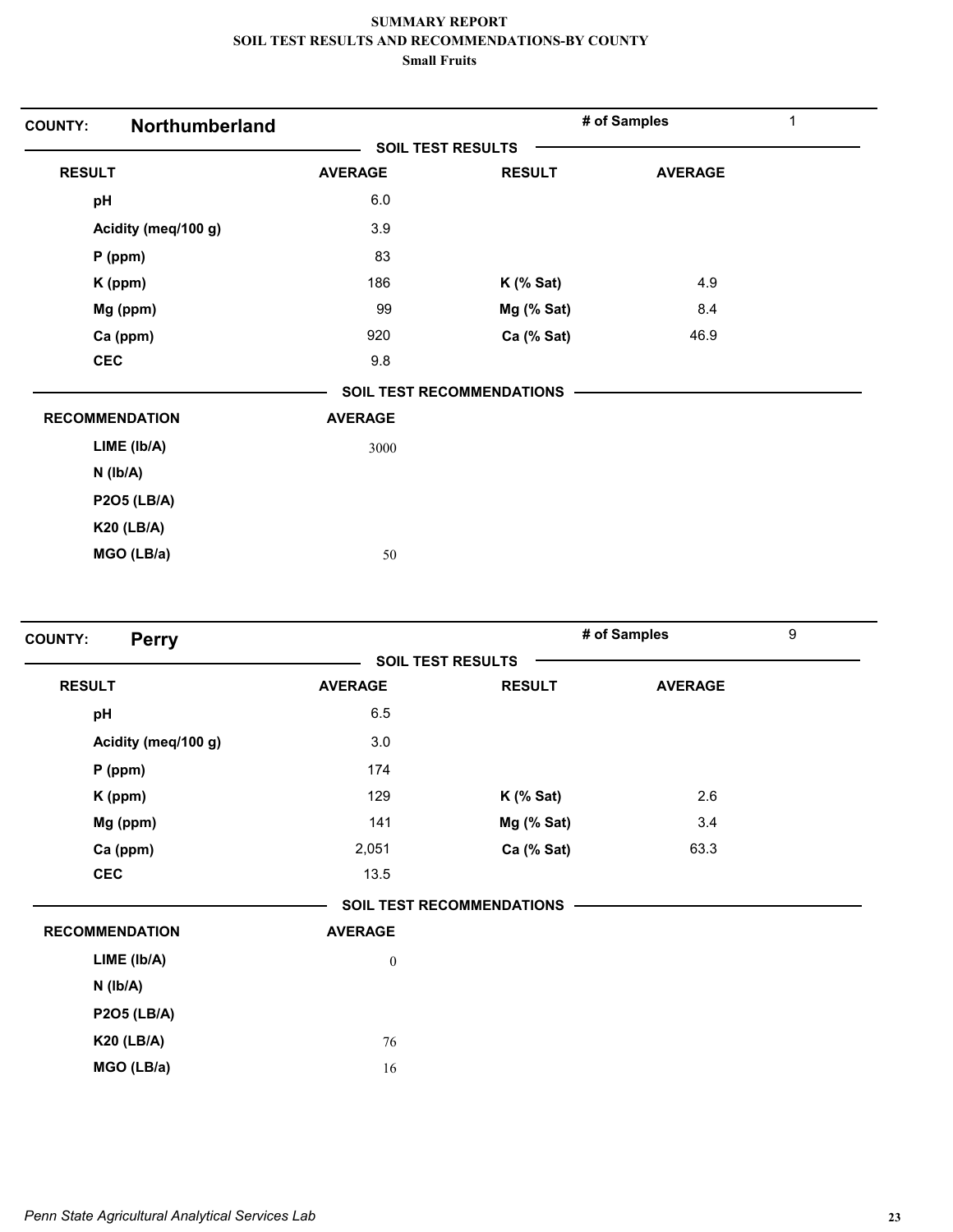# SUMMARY REPORT
## SOIL TEST RESULTS AND RECOMMENDATIONS-BY COUNTY
### Small Fruits

**COUNTY: Northumberland** — # of Samples: 1

**SOIL TEST RESULTS**

| RESULT | AVERAGE | RESULT | AVERAGE |
|---|---|---|---|
| pH | 6.0 | | |
| Acidity (meq/100 g) | 3.9 | | |
| P (ppm) | 83 | | |
| K (ppm) | 186 | K (% Sat) | 4.9 |
| Mg (ppm) | 99 | Mg (% Sat) | 8.4 |
| Ca (ppm) | 920 | Ca (% Sat) | 46.9 |
| CEC | 9.8 | | |

**SOIL TEST RECOMMENDATIONS**

| RECOMMENDATION | AVERAGE |
|---|---|
| LIME (lb/A) | 3000 |
| N (lb/A) | |
| P2O5 (LB/A) | |
| K20 (LB/A) | |
| MGO (LB/a) | 50 |

**COUNTY: Perry** — # of Samples: 9

**SOIL TEST RESULTS**

| RESULT | AVERAGE | RESULT | AVERAGE |
|---|---|---|---|
| pH | 6.5 | | |
| Acidity (meq/100 g) | 3.0 | | |
| P (ppm) | 174 | | |
| K (ppm) | 129 | K (% Sat) | 2.6 |
| Mg (ppm) | 141 | Mg (% Sat) | 3.4 |
| Ca (ppm) | 2,051 | Ca (% Sat) | 63.3 |
| CEC | 13.5 | | |

**SOIL TEST RECOMMENDATIONS**

| RECOMMENDATION | AVERAGE |
|---|---|
| LIME (lb/A) | 0 |
| N (lb/A) | |
| P2O5 (LB/A) | |
| K20 (LB/A) | 76 |
| MGO (LB/a) | 16 |

*Penn State Agricultural Analytical Services Lab*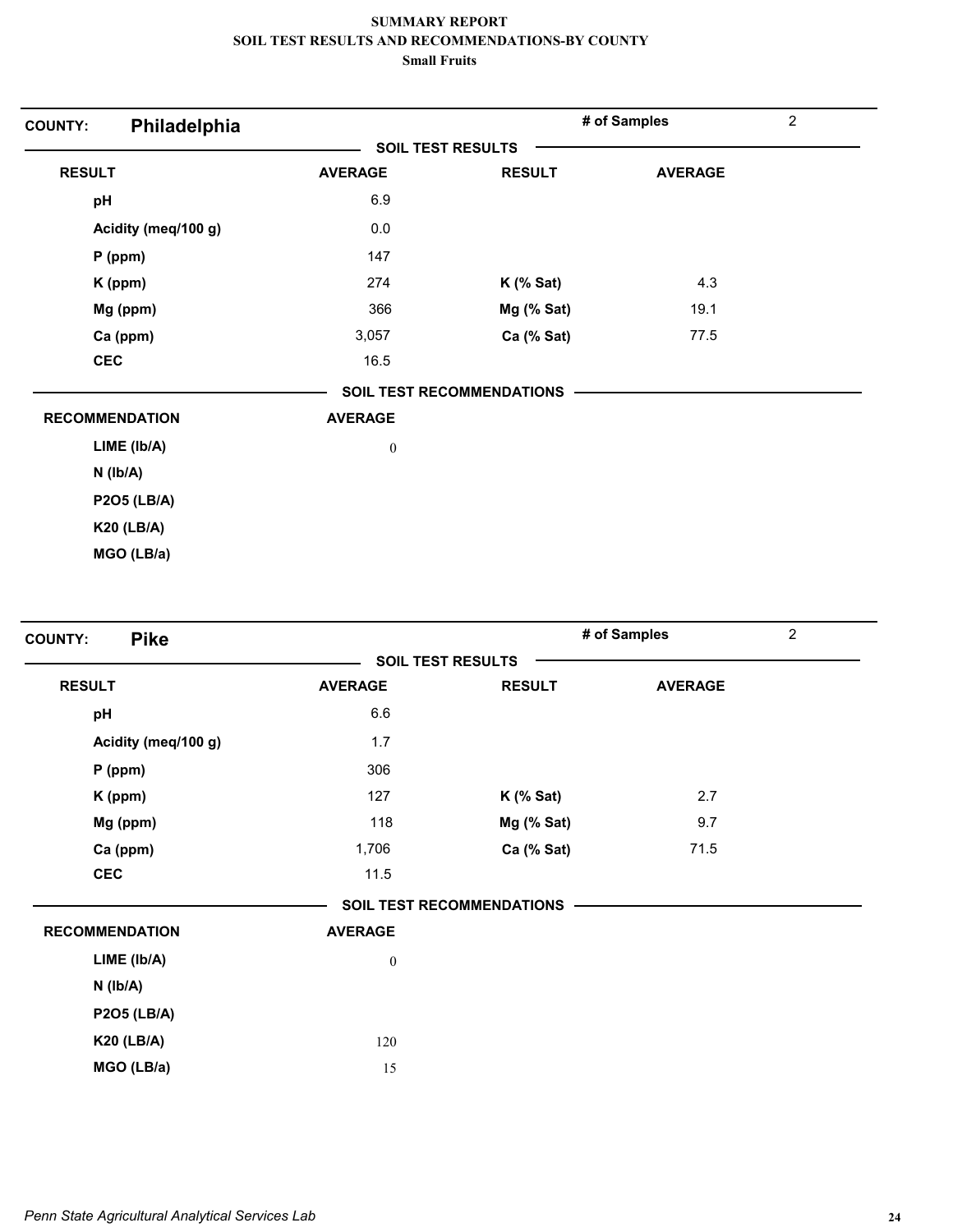# SUMMARY REPORT
## SOIL TEST RESULTS AND RECOMMENDATIONS-BY COUNTY
### Small Fruits

**COUNTY:** **Philadelphia** — **# of Samples** 2

**SOIL TEST RESULTS**

| RESULT | AVERAGE | RESULT | AVERAGE |
|---|---|---|---|
| pH | 6.9 | | |
| Acidity (meq/100 g) | 0.0 | | |
| P (ppm) | 147 | | |
| K (ppm) | 274 | K (% Sat) | 4.3 |
| Mg (ppm) | 366 | Mg (% Sat) | 19.1 |
| Ca (ppm) | 3,057 | Ca (% Sat) | 77.5 |
| CEC | 16.5 | | |

**SOIL TEST RECOMMENDATIONS**

| RECOMMENDATION | AVERAGE |
|---|---|
| LIME (lb/A) | 0 |
| N (lb/A) | |
| P2O5 (LB/A) | |
| K20 (LB/A) | |
| MGO (LB/a) | |

**COUNTY:** **Pike** — **# of Samples** 2

**SOIL TEST RESULTS**

| RESULT | AVERAGE | RESULT | AVERAGE |
|---|---|---|---|
| pH | 6.6 | | |
| Acidity (meq/100 g) | 1.7 | | |
| P (ppm) | 306 | | |
| K (ppm) | 127 | K (% Sat) | 2.7 |
| Mg (ppm) | 118 | Mg (% Sat) | 9.7 |
| Ca (ppm) | 1,706 | Ca (% Sat) | 71.5 |
| CEC | 11.5 | | |

**SOIL TEST RECOMMENDATIONS**

| RECOMMENDATION | AVERAGE |
|---|---|
| LIME (lb/A) | 0 |
| N (lb/A) | |
| P2O5 (LB/A) | |
| K20 (LB/A) | 120 |
| MGO (LB/a) | 15 |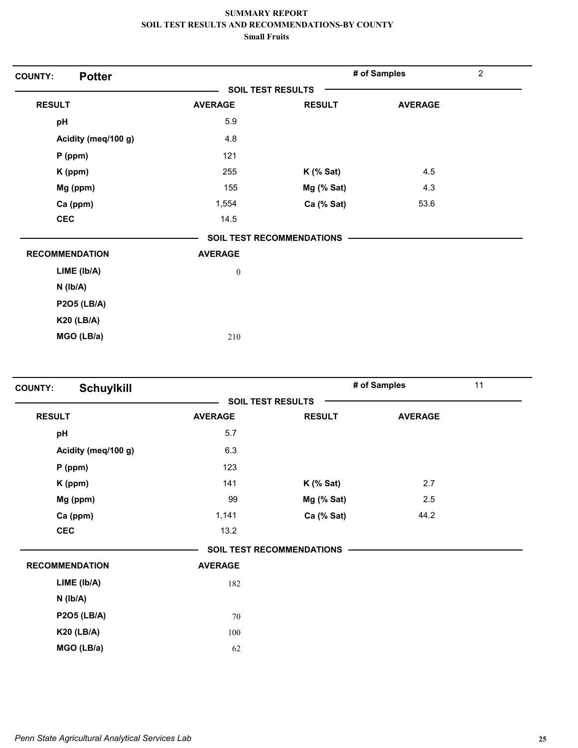# SUMMARY REPORT
## SOIL TEST RESULTS AND RECOMMENDATIONS-BY COUNTY
### Small Fruits

**COUNTY: Potter** | **# of Samples** 2

**SOIL TEST RESULTS**

| RESULT | AVERAGE | RESULT | AVERAGE |
|---|---|---|---|
| pH | 5.9 | | |
| Acidity (meq/100 g) | 4.8 | | |
| P (ppm) | 121 | | |
| K (ppm) | 255 | K (% Sat) | 4.5 |
| Mg (ppm) | 155 | Mg (% Sat) | 4.3 |
| Ca (ppm) | 1,554 | Ca (% Sat) | 53.6 |
| CEC | 14.5 | | |

**SOIL TEST RECOMMENDATIONS**

| RECOMMENDATION | AVERAGE |
|---|---|
| LIME (lb/A) | 0 |
| N (lb/A) | |
| P2O5 (LB/A) | |
| K20 (LB/A) | |
| MGO (LB/a) | 210 |

**COUNTY: Schuylkill** | **# of Samples** 11

**SOIL TEST RESULTS**

| RESULT | AVERAGE | RESULT | AVERAGE |
|---|---|---|---|
| pH | 5.7 | | |
| Acidity (meq/100 g) | 6.3 | | |
| P (ppm) | 123 | | |
| K (ppm) | 141 | K (% Sat) | 2.7 |
| Mg (ppm) | 99 | Mg (% Sat) | 2.5 |
| Ca (ppm) | 1,141 | Ca (% Sat) | 44.2 |
| CEC | 13.2 | | |

**SOIL TEST RECOMMENDATIONS**

| RECOMMENDATION | AVERAGE |
|---|---|
| LIME (lb/A) | 182 |
| N (lb/A) | |
| P2O5 (LB/A) | 70 |
| K20 (LB/A) | 100 |
| MGO (LB/a) | 62 |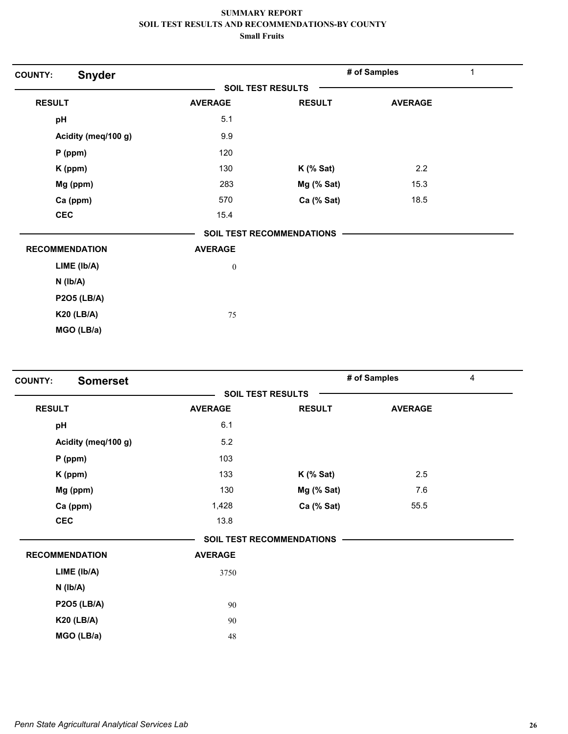# SUMMARY REPORT
## SOIL TEST RESULTS AND RECOMMENDATIONS-BY COUNTY
### Small Fruits

**COUNTY: Snyder** — # of Samples: 1

**SOIL TEST RESULTS**

| RESULT | AVERAGE | RESULT | AVERAGE |
|---|---|---|---|
| pH | 5.1 | | |
| Acidity (meq/100 g) | 9.9 | | |
| P (ppm) | 120 | | |
| K (ppm) | 130 | K (% Sat) | 2.2 |
| Mg (ppm) | 283 | Mg (% Sat) | 15.3 |
| Ca (ppm) | 570 | Ca (% Sat) | 18.5 |
| CEC | 15.4 | | |

**SOIL TEST RECOMMENDATIONS**

| RECOMMENDATION | AVERAGE |
|---|---|
| LIME (lb/A) | 0 |
| N (lb/A) | |
| P2O5 (LB/A) | |
| K20 (LB/A) | 75 |
| MGO (LB/a) | |

**COUNTY: Somerset** — # of Samples: 4

**SOIL TEST RESULTS**

| RESULT | AVERAGE | RESULT | AVERAGE |
|---|---|---|---|
| pH | 6.1 | | |
| Acidity (meq/100 g) | 5.2 | | |
| P (ppm) | 103 | | |
| K (ppm) | 133 | K (% Sat) | 2.5 |
| Mg (ppm) | 130 | Mg (% Sat) | 7.6 |
| Ca (ppm) | 1,428 | Ca (% Sat) | 55.5 |
| CEC | 13.8 | | |

**SOIL TEST RECOMMENDATIONS**

| RECOMMENDATION | AVERAGE |
|---|---|
| LIME (lb/A) | 3750 |
| N (lb/A) | |
| P2O5 (LB/A) | 90 |
| K20 (LB/A) | 90 |
| MGO (LB/a) | 48 |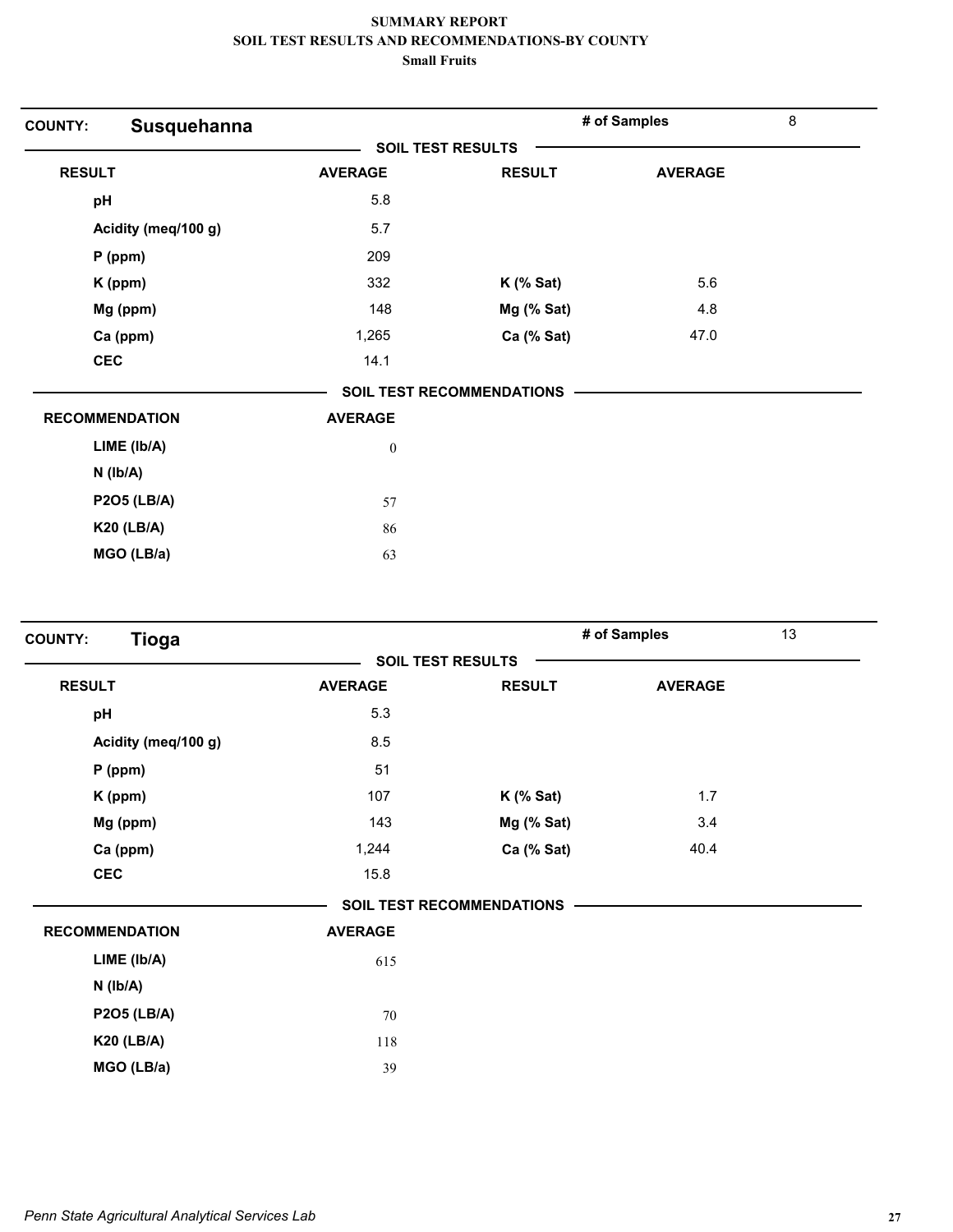**SUMMARY REPORT**
**SOIL TEST RESULTS AND RECOMMENDATIONS-BY COUNTY**
**Small Fruits**

**COUNTY: Susquehanna** — **# of Samples** 8

**SOIL TEST RESULTS**

| RESULT | AVERAGE | RESULT | AVERAGE |
|---|---|---|---|
| pH | 5.8 | | |
| Acidity (meq/100 g) | 5.7 | | |
| P (ppm) | 209 | | |
| K (ppm) | 332 | K (% Sat) | 5.6 |
| Mg (ppm) | 148 | Mg (% Sat) | 4.8 |
| Ca (ppm) | 1,265 | Ca (% Sat) | 47.0 |
| CEC | 14.1 | | |

**SOIL TEST RECOMMENDATIONS**

| RECOMMENDATION | AVERAGE |
|---|---|
| LIME (lb/A) | 0 |
| N (lb/A) | |
| P2O5 (LB/A) | 57 |
| K20 (LB/A) | 86 |
| MGO (LB/a) | 63 |

**COUNTY: Tioga** — **# of Samples** 13

**SOIL TEST RESULTS**

| RESULT | AVERAGE | RESULT | AVERAGE |
|---|---|---|---|
| pH | 5.3 | | |
| Acidity (meq/100 g) | 8.5 | | |
| P (ppm) | 51 | | |
| K (ppm) | 107 | K (% Sat) | 1.7 |
| Mg (ppm) | 143 | Mg (% Sat) | 3.4 |
| Ca (ppm) | 1,244 | Ca (% Sat) | 40.4 |
| CEC | 15.8 | | |

**SOIL TEST RECOMMENDATIONS**

| RECOMMENDATION | AVERAGE |
|---|---|
| LIME (lb/A) | 615 |
| N (lb/A) | |
| P2O5 (LB/A) | 70 |
| K20 (LB/A) | 118 |
| MGO (LB/a) | 39 |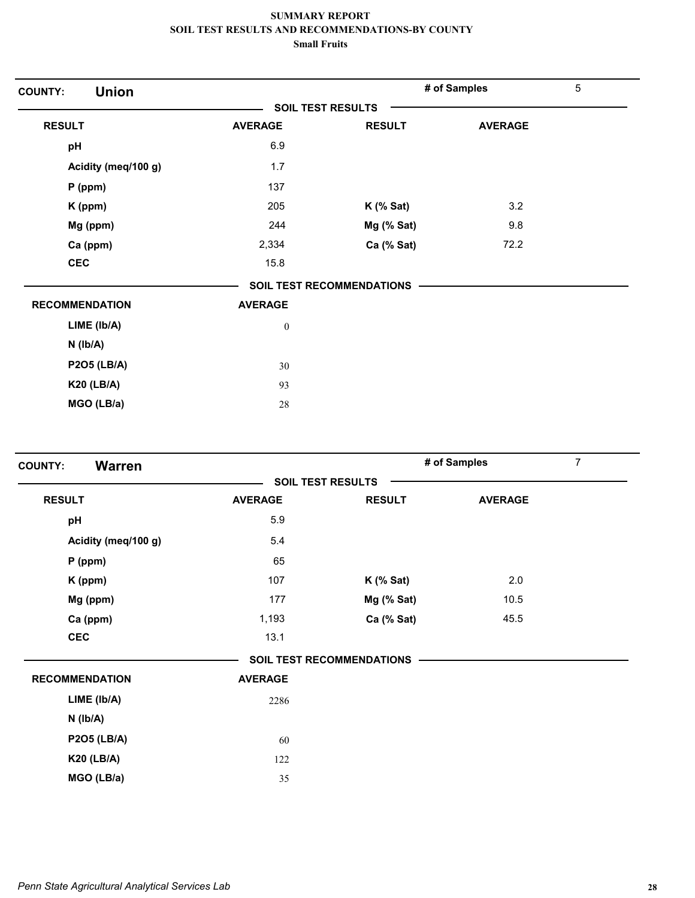# SUMMARY REPORT
## SOIL TEST RESULTS AND RECOMMENDATIONS-BY COUNTY
### Small Fruits

**COUNTY: Union** | **# of Samples** 5

**SOIL TEST RESULTS**

| RESULT | AVERAGE | RESULT | AVERAGE |
|---|---|---|---|
| pH | 6.9 | | |
| Acidity (meq/100 g) | 1.7 | | |
| P (ppm) | 137 | | |
| K (ppm) | 205 | K (% Sat) | 3.2 |
| Mg (ppm) | 244 | Mg (% Sat) | 9.8 |
| Ca (ppm) | 2,334 | Ca (% Sat) | 72.2 |
| CEC | 15.8 | | |

**SOIL TEST RECOMMENDATIONS**

| RECOMMENDATION | AVERAGE |
|---|---|
| LIME (lb/A) | 0 |
| N (lb/A) | |
| P2O5 (LB/A) | 30 |
| K20 (LB/A) | 93 |
| MGO (LB/a) | 28 |

**COUNTY: Warren** | **# of Samples** 7

**SOIL TEST RESULTS**

| RESULT | AVERAGE | RESULT | AVERAGE |
|---|---|---|---|
| pH | 5.9 | | |
| Acidity (meq/100 g) | 5.4 | | |
| P (ppm) | 65 | | |
| K (ppm) | 107 | K (% Sat) | 2.0 |
| Mg (ppm) | 177 | Mg (% Sat) | 10.5 |
| Ca (ppm) | 1,193 | Ca (% Sat) | 45.5 |
| CEC | 13.1 | | |

**SOIL TEST RECOMMENDATIONS**

| RECOMMENDATION | AVERAGE |
|---|---|
| LIME (lb/A) | 2286 |
| N (lb/A) | |
| P2O5 (LB/A) | 60 |
| K20 (LB/A) | 122 |
| MGO (LB/a) | 35 |

*Penn State Agricultural Analytical Services Lab*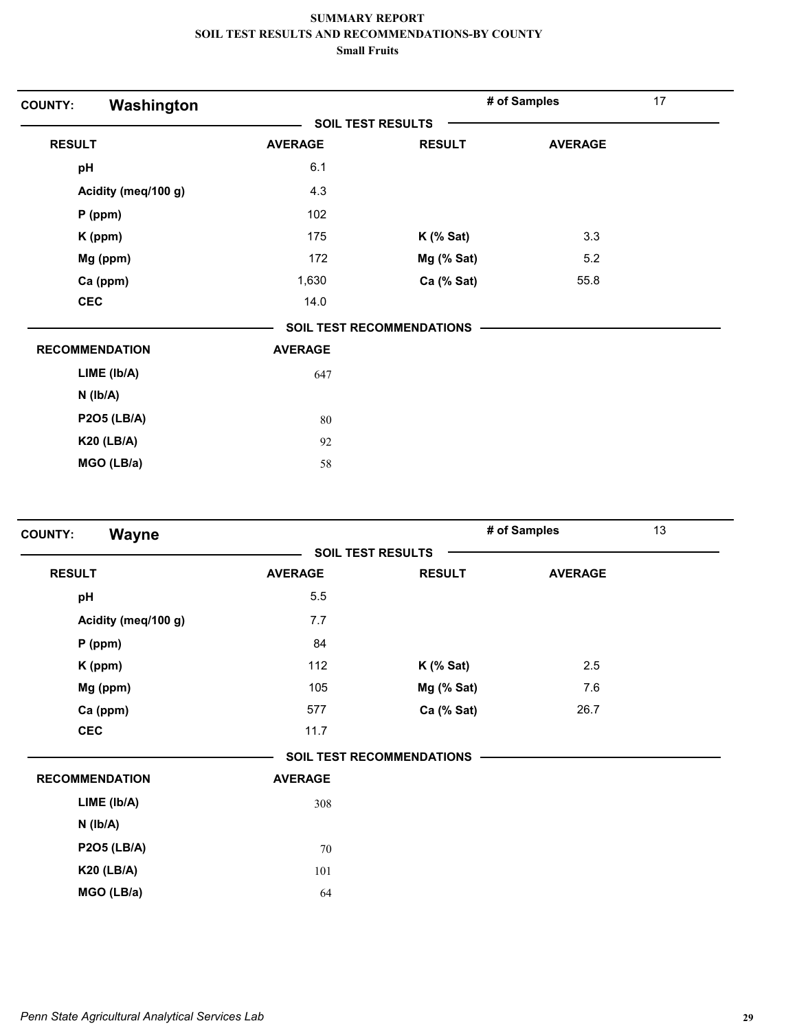# SUMMARY REPORT
## SOIL TEST RESULTS AND RECOMMENDATIONS-BY COUNTY
### Small Fruits

**COUNTY: Washington** — # of Samples: 17

**SOIL TEST RESULTS**

| RESULT | AVERAGE | RESULT | AVERAGE |
|---|---|---|---|
| pH | 6.1 | | |
| Acidity (meq/100 g) | 4.3 | | |
| P (ppm) | 102 | | |
| K (ppm) | 175 | K (% Sat) | 3.3 |
| Mg (ppm) | 172 | Mg (% Sat) | 5.2 |
| Ca (ppm) | 1,630 | Ca (% Sat) | 55.8 |
| CEC | 14.0 | | |

**SOIL TEST RECOMMENDATIONS**

| RECOMMENDATION | AVERAGE |
|---|---|
| LIME (lb/A) | 647 |
| N (lb/A) | |
| P2O5 (LB/A) | 80 |
| K20 (LB/A) | 92 |
| MGO (LB/a) | 58 |

**COUNTY: Wayne** — # of Samples: 13

**SOIL TEST RESULTS**

| RESULT | AVERAGE | RESULT | AVERAGE |
|---|---|---|---|
| pH | 5.5 | | |
| Acidity (meq/100 g) | 7.7 | | |
| P (ppm) | 84 | | |
| K (ppm) | 112 | K (% Sat) | 2.5 |
| Mg (ppm) | 105 | Mg (% Sat) | 7.6 |
| Ca (ppm) | 577 | Ca (% Sat) | 26.7 |
| CEC | 11.7 | | |

**SOIL TEST RECOMMENDATIONS**

| RECOMMENDATION | AVERAGE |
|---|---|
| LIME (lb/A) | 308 |
| N (lb/A) | |
| P2O5 (LB/A) | 70 |
| K20 (LB/A) | 101 |
| MGO (LB/a) | 64 |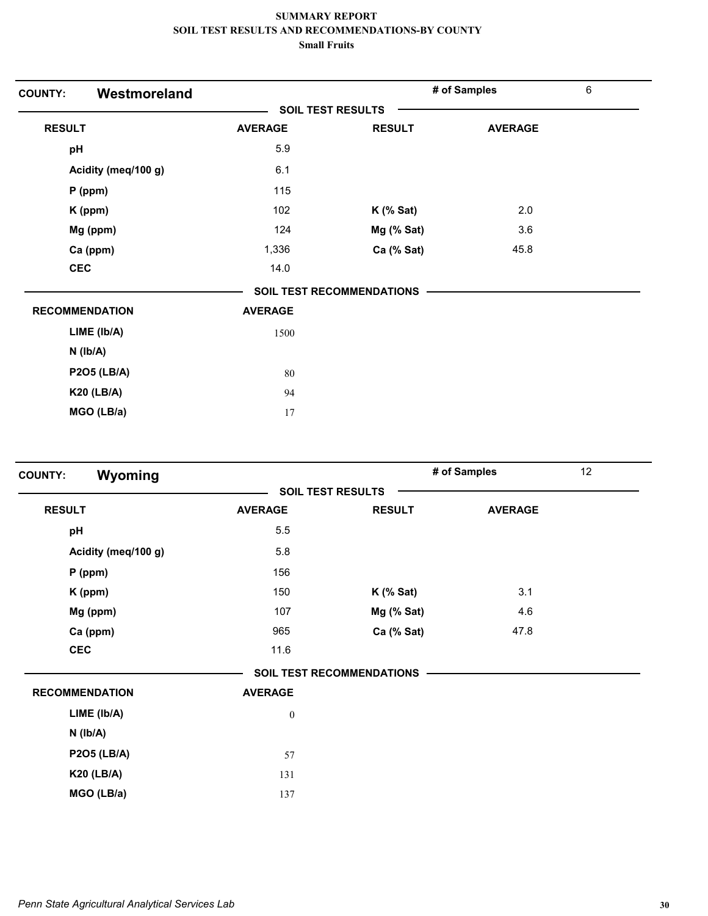# SUMMARY REPORT
## SOIL TEST RESULTS AND RECOMMENDATIONS-BY COUNTY
### Small Fruits

**COUNTY: Westmoreland** | **# of Samples** 6

**SOIL TEST RESULTS**

| RESULT | AVERAGE | RESULT | AVERAGE |
|---|---|---|---|
| pH | 5.9 | | |
| Acidity (meq/100 g) | 6.1 | | |
| P (ppm) | 115 | | |
| K (ppm) | 102 | K (% Sat) | 2.0 |
| Mg (ppm) | 124 | Mg (% Sat) | 3.6 |
| Ca (ppm) | 1,336 | Ca (% Sat) | 45.8 |
| CEC | 14.0 | | |

**SOIL TEST RECOMMENDATIONS**

| RECOMMENDATION | AVERAGE |
|---|---|
| LIME (lb/A) | 1500 |
| N (lb/A) | |
| P2O5 (LB/A) | 80 |
| K20 (LB/A) | 94 |
| MGO (LB/a) | 17 |

**COUNTY: Wyoming** | **# of Samples** 12

**SOIL TEST RESULTS**

| RESULT | AVERAGE | RESULT | AVERAGE |
|---|---|---|---|
| pH | 5.5 | | |
| Acidity (meq/100 g) | 5.8 | | |
| P (ppm) | 156 | | |
| K (ppm) | 150 | K (% Sat) | 3.1 |
| Mg (ppm) | 107 | Mg (% Sat) | 4.6 |
| Ca (ppm) | 965 | Ca (% Sat) | 47.8 |
| CEC | 11.6 | | |

**SOIL TEST RECOMMENDATIONS**

| RECOMMENDATION | AVERAGE |
|---|---|
| LIME (lb/A) | 0 |
| N (lb/A) | |
| P2O5 (LB/A) | 57 |
| K20 (LB/A) | 131 |
| MGO (LB/a) | 137 |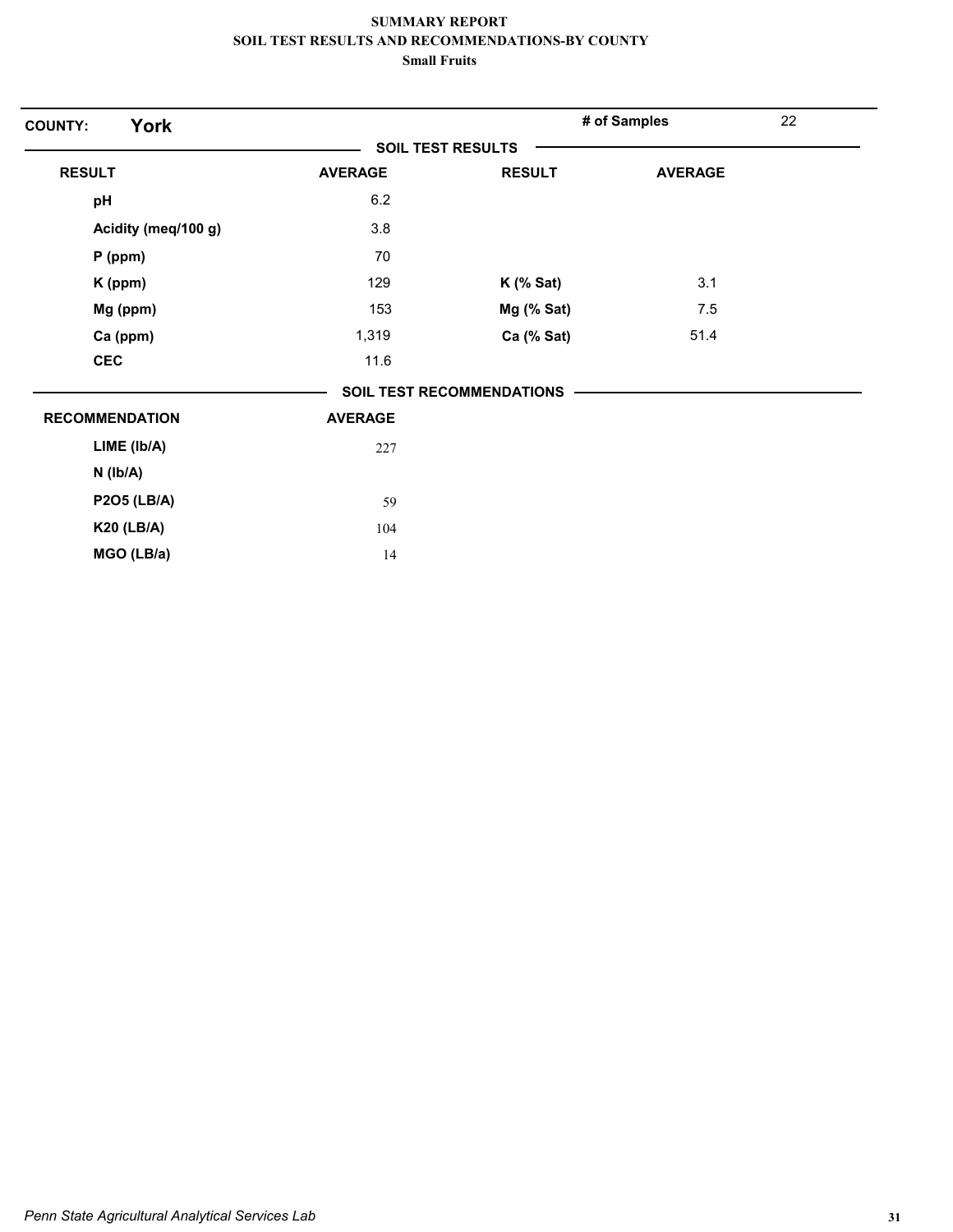**SUMMARY REPORT**
**SOIL TEST RESULTS AND RECOMMENDATIONS-BY COUNTY**
**Small Fruits**

**COUNTY: York** | **# of Samples** 22

**SOIL TEST RESULTS**

| RESULT | AVERAGE | RESULT | AVERAGE |
|---|---|---|---|
| pH | 6.2 | | |
| Acidity (meq/100 g) | 3.8 | | |
| P (ppm) | 70 | | |
| K (ppm) | 129 | K (% Sat) | 3.1 |
| Mg (ppm) | 153 | Mg (% Sat) | 7.5 |
| Ca (ppm) | 1,319 | Ca (% Sat) | 51.4 |
| CEC | 11.6 | | |

**SOIL TEST RECOMMENDATIONS**

| RECOMMENDATION | AVERAGE |
|---|---|
| LIME (lb/A) | 227 |
| N (lb/A) | |
| P2O5 (LB/A) | 59 |
| K20 (LB/A) | 104 |
| MGO (LB/a) | 14 |

*Penn State Agricultural Analytical Services Lab*